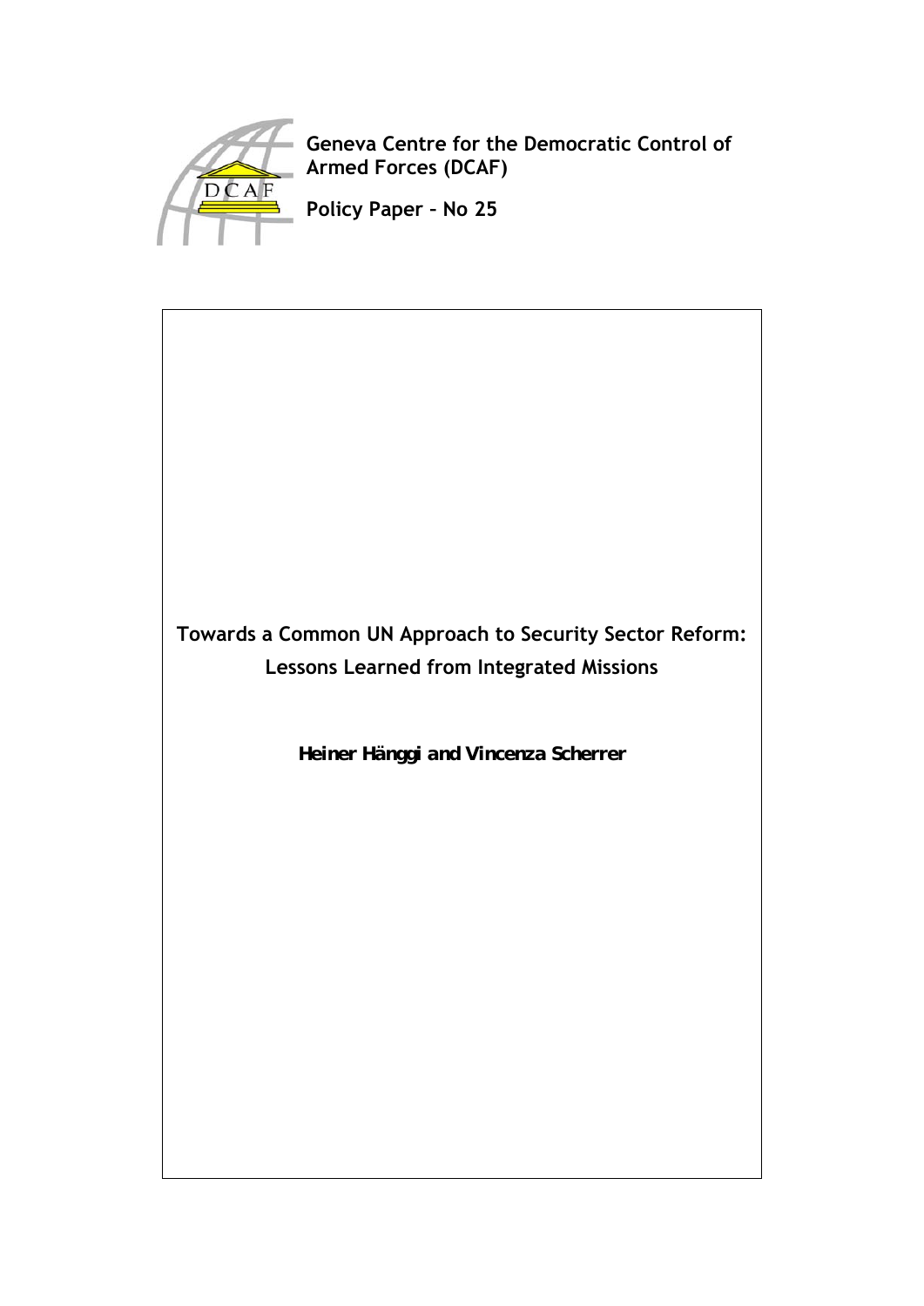**Geneva Centre for the Democratic Control of Armed Forces (DCAF)**

**Policy Paper – No 25**

# Towards a Common UN Approach to Security Sector Reform: Lessons Learned from Integrated Missions

**Heiner Hänggi and Vincenza Scherrer**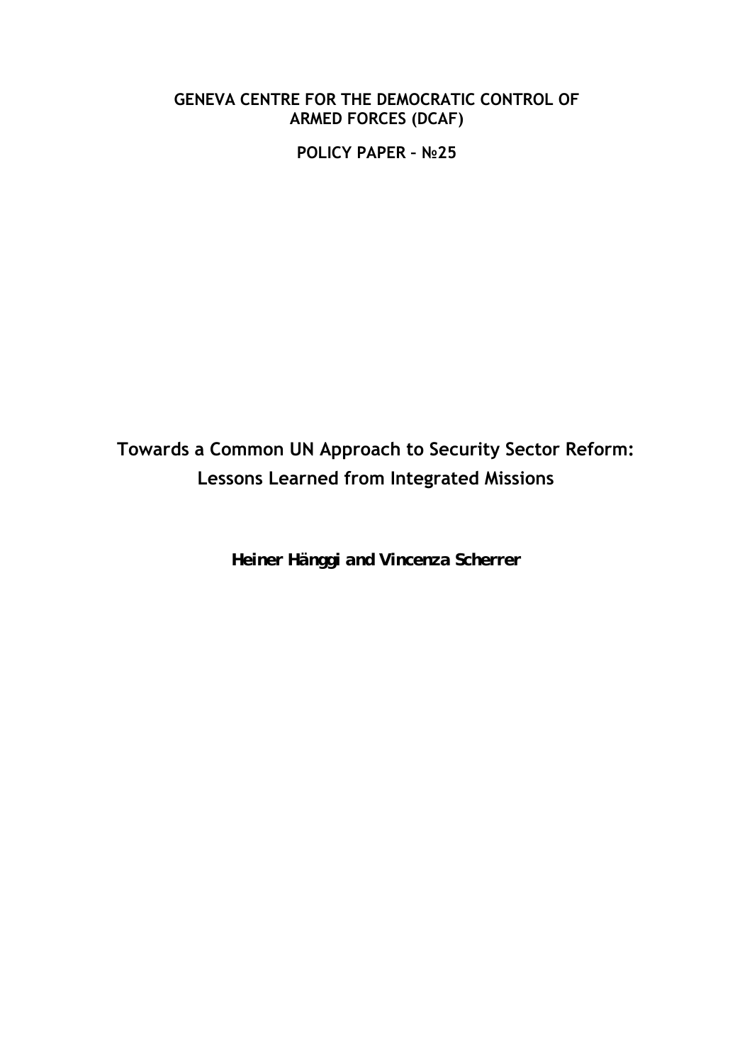**GENEVA CENTRE FOR THE DEMOCRATIC CONTROL OF ARMED FORCES (DCAF)**

**POLICY PAPER – №25**

# Towards a Common UN Approach to Security Sector Reform: Lessons Learned from Integrated Missions

**Heiner Hänggi and Vincenza Scherrer**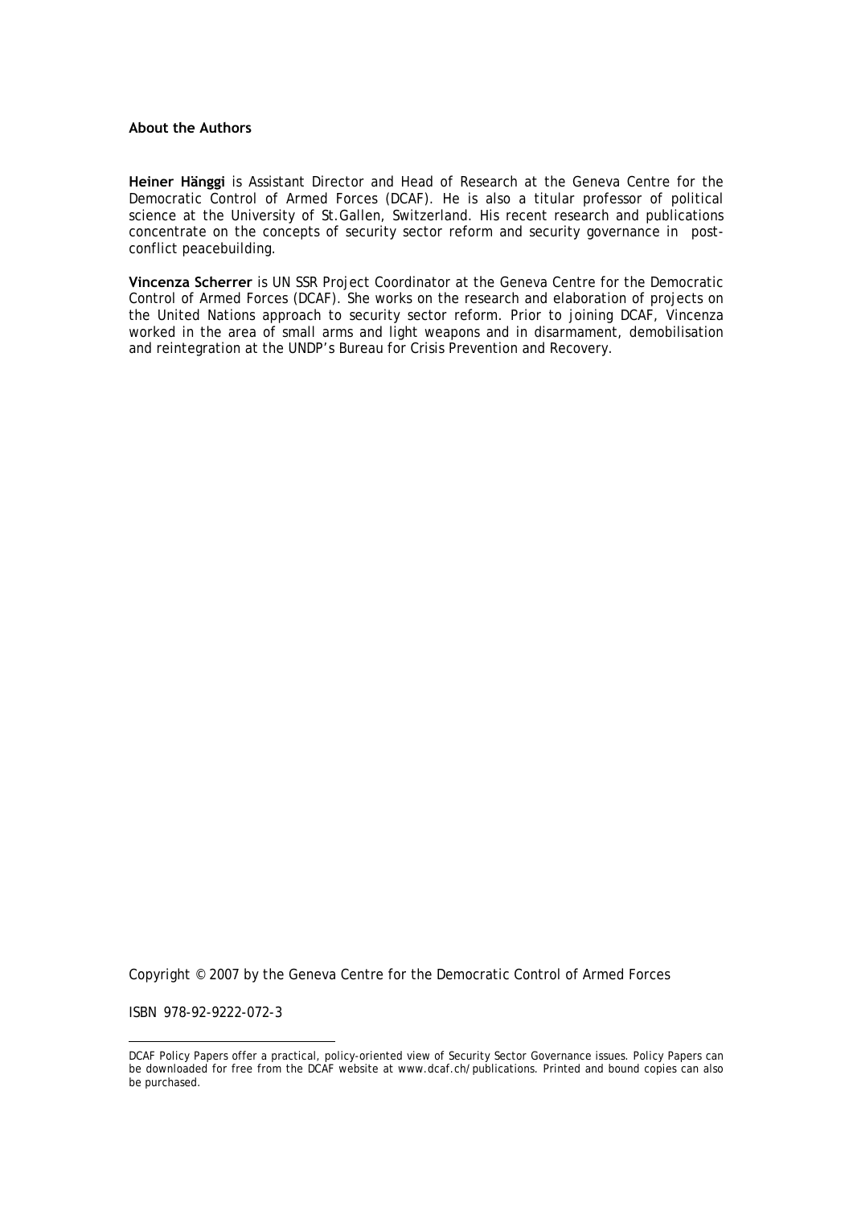**About the Authors**

**Heiner Hänggi** is Assistant Director and Head of Research at the Geneva Centre for the Democratic Control of Armed Forces (DCAF). He is also a titular professor of political science at the University of St.Gallen, Switzerland. His recent research and publications concentrate on the concepts of security sector reform and security governance in post-conflict peacebuilding.

**Vincenza Scherrer** is UN SSR Project Coordinator at the Geneva Centre for the Democratic Control of Armed Forces (DCAF). She works on the research and elaboration of projects on the United Nations approach to security sector reform. Prior to joining DCAF, Vincenza worked in the area of small arms and light weapons and in disarmament, demobilisation and reintegration at the UNDP's Bureau for Crisis Prevention and Recovery.

Copyright © 2007 by the Geneva Centre for the Democratic Control of Armed Forces

ISBN 978-92-9222-072-3

---

DCAF Policy Papers offer a practical, policy-oriented view of Security Sector Governance issues. Policy Papers can be downloaded for free from the DCAF website at www.dcaf.ch/publications. Printed and bound copies can also be purchased.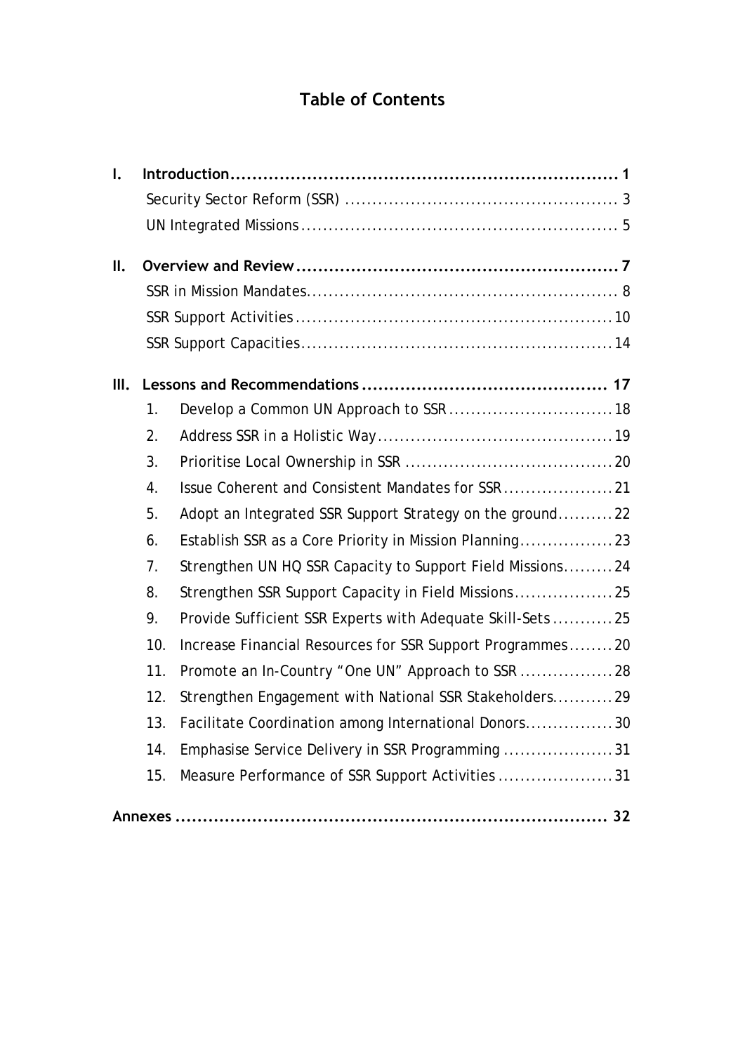# Table of Contents

**I. Introduction** ........................................................................ **1**

- Security Sector Reform (SSR) .................................................. 3
- UN Integrated Missions ........................................................... 5

**II. Overview and Review** ............................................................ **7**

- SSR in Mission Mandates .......................................................... 8
- SSR Support Activities ............................................................ 10
- SSR Support Capacities ........................................................... 14

**III. Lessons and Recommendations** ............................................. **17**

1. Develop a Common UN Approach to SSR .............................. 18
2. Address SSR in a Holistic Way ........................................... 19
3. Prioritise Local Ownership in SSR ...................................... 20
4. Issue Coherent and Consistent Mandates for SSR .................... 21
5. Adopt an Integrated SSR Support Strategy on the ground .......... 22
6. Establish SSR as a Core Priority in Mission Planning ................. 23
7. Strengthen UN HQ SSR Capacity to Support Field Missions ......... 24
8. Strengthen SSR Support Capacity in Field Missions .................. 25
9. Provide Sufficient SSR Experts with Adequate Skill-Sets ........... 25
10. Increase Financial Resources for SSR Support Programmes ........ 20
11. Promote an In-Country "One UN" Approach to SSR ................. 28
12. Strengthen Engagement with National SSR Stakeholders ........... 29
13. Facilitate Coordination among International Donors ................ 30
14. Emphasise Service Delivery in SSR Programming .................... 31
15. Measure Performance of SSR Support Activities ..................... 31

**Annexes** ................................................................................ **32**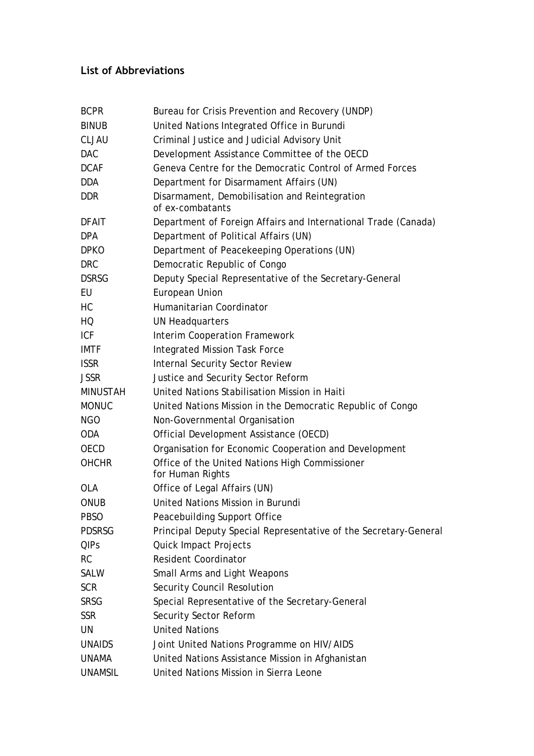## List of Abbreviations

| | |
|---|---|
| BCPR | Bureau for Crisis Prevention and Recovery (UNDP) |
| BINUB | United Nations Integrated Office in Burundi |
| CLJAU | Criminal Justice and Judicial Advisory Unit |
| DAC | Development Assistance Committee of the OECD |
| DCAF | Geneva Centre for the Democratic Control of Armed Forces |
| DDA | Department for Disarmament Affairs (UN) |
| DDR | Disarmament, Demobilisation and Reintegration of ex-combatants |
| DFAIT | Department of Foreign Affairs and International Trade (Canada) |
| DPA | Department of Political Affairs (UN) |
| DPKO | Department of Peacekeeping Operations (UN) |
| DRC | Democratic Republic of Congo |
| DSRSG | Deputy Special Representative of the Secretary-General |
| EU | European Union |
| HC | Humanitarian Coordinator |
| HQ | UN Headquarters |
| ICF | Interim Cooperation Framework |
| IMTF | Integrated Mission Task Force |
| ISSR | Internal Security Sector Review |
| JSSR | Justice and Security Sector Reform |
| MINUSTAH | United Nations Stabilisation Mission in Haiti |
| MONUC | United Nations Mission in the Democratic Republic of Congo |
| NGO | Non-Governmental Organisation |
| ODA | Official Development Assistance (OECD) |
| OECD | Organisation for Economic Cooperation and Development |
| OHCHR | Office of the United Nations High Commissioner for Human Rights |
| OLA | Office of Legal Affairs (UN) |
| ONUB | United Nations Mission in Burundi |
| PBSO | Peacebuilding Support Office |
| PDSRSG | Principal Deputy Special Representative of the Secretary-General |
| QIPs | Quick Impact Projects |
| RC | Resident Coordinator |
| SALW | Small Arms and Light Weapons |
| SCR | Security Council Resolution |
| SRSG | Special Representative of the Secretary-General |
| SSR | Security Sector Reform |
| UN | United Nations |
| UNAIDS | Joint United Nations Programme on HIV/AIDS |
| UNAMA | United Nations Assistance Mission in Afghanistan |
| UNAMSIL | United Nations Mission in Sierra Leone |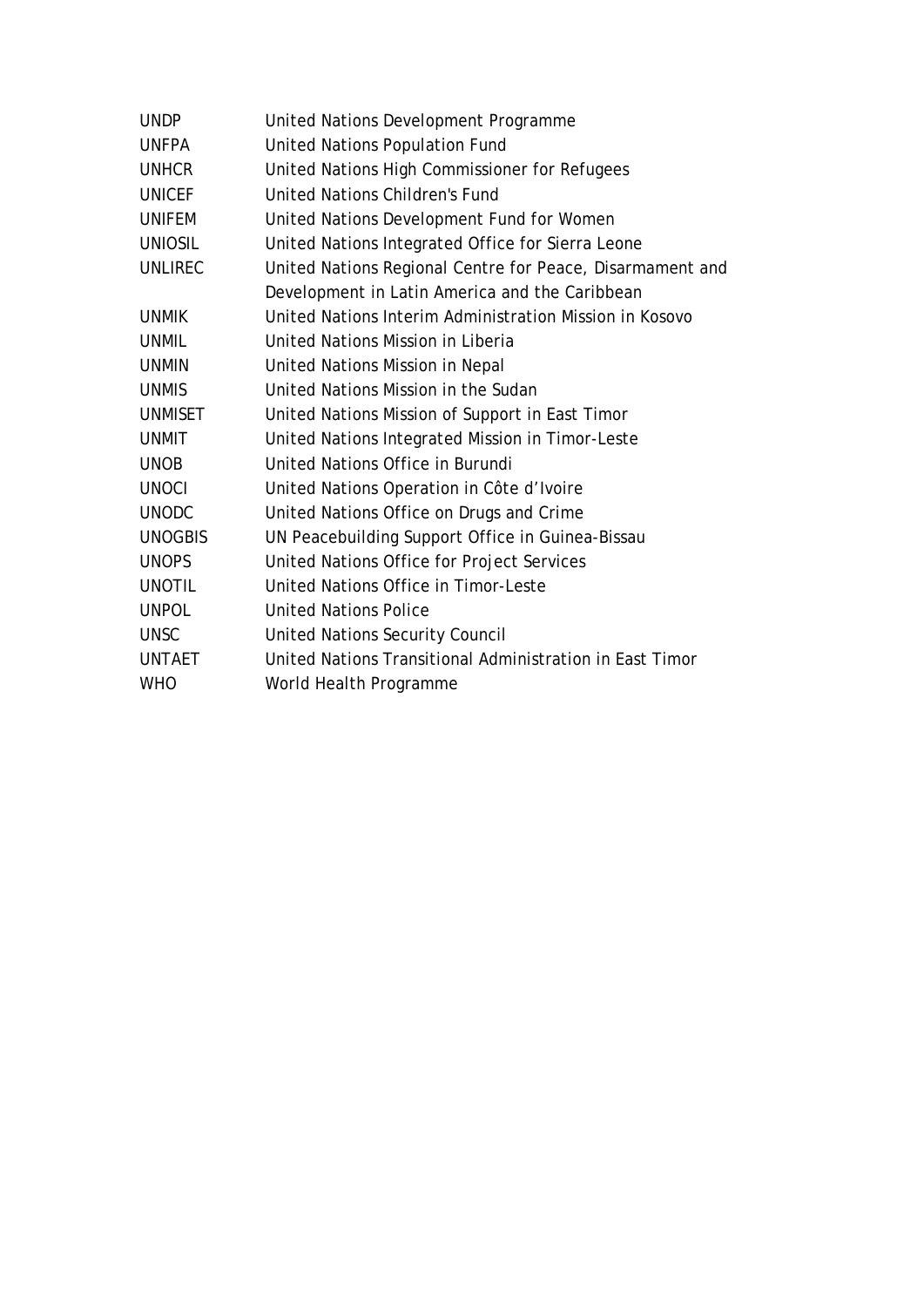| | |
|---|---|
| UNDP | United Nations Development Programme |
| UNFPA | United Nations Population Fund |
| UNHCR | United Nations High Commissioner for Refugees |
| UNICEF | United Nations Children's Fund |
| UNIFEM | United Nations Development Fund for Women |
| UNIOSIL | United Nations Integrated Office for Sierra Leone |
| UNLIREC | United Nations Regional Centre for Peace, Disarmament and Development in Latin America and the Caribbean |
| UNMIK | United Nations Interim Administration Mission in Kosovo |
| UNMIL | United Nations Mission in Liberia |
| UNMIN | United Nations Mission in Nepal |
| UNMIS | United Nations Mission in the Sudan |
| UNMISET | United Nations Mission of Support in East Timor |
| UNMIT | United Nations Integrated Mission in Timor-Leste |
| UNOB | United Nations Office in Burundi |
| UNOCI | United Nations Operation in Côte d'Ivoire |
| UNODC | United Nations Office on Drugs and Crime |
| UNOGBIS | UN Peacebuilding Support Office in Guinea-Bissau |
| UNOPS | United Nations Office for Project Services |
| UNOTIL | United Nations Office in Timor-Leste |
| UNPOL | United Nations Police |
| UNSC | United Nations Security Council |
| UNTAET | United Nations Transitional Administration in East Timor |
| WHO | World Health Programme |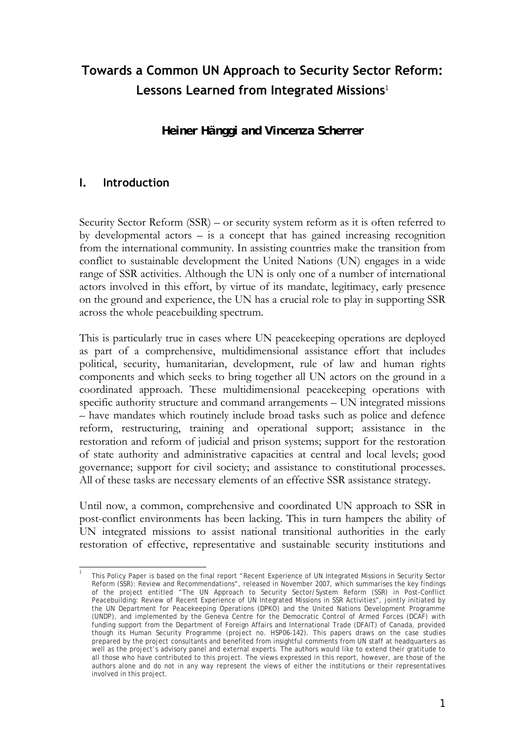# Towards a Common UN Approach to Security Sector Reform: Lessons Learned from Integrated Missions[1]

**Heiner Hänggi and Vincenza Scherrer**

## I. Introduction

Security Sector Reform (SSR) – or security system reform as it is often referred to by developmental actors – is a concept that has gained increasing recognition from the international community. In assisting countries make the transition from conflict to sustainable development the United Nations (UN) engages in a wide range of SSR activities. Although the UN is only one of a number of international actors involved in this effort, by virtue of its mandate, legitimacy, early presence on the ground and experience, the UN has a crucial role to play in supporting SSR across the whole peacebuilding spectrum.

This is particularly true in cases where UN peacekeeping operations are deployed as part of a comprehensive, multidimensional assistance effort that includes political, security, humanitarian, development, rule of law and human rights components and which seeks to bring together all UN actors on the ground in a coordinated approach. These multidimensional peacekeeping operations with specific authority structure and command arrangements – UN integrated missions – have mandates which routinely include broad tasks such as police and defence reform, restructuring, training and operational support; assistance in the restoration and reform of judicial and prison systems; support for the restoration of state authority and administrative capacities at central and local levels; good governance; support for civil society; and assistance to constitutional processes. All of these tasks are necessary elements of an effective SSR assistance strategy.

Until now, a common, comprehensive and coordinated UN approach to SSR in post-conflict environments has been lacking. This in turn hampers the ability of UN integrated missions to assist national transitional authorities in the early restoration of effective, representative and sustainable security institutions and

---

[1] This Policy Paper is based on the final report "Recent Experience of UN Integrated Missions in Security Sector Reform (SSR): Review and Recommendations", released in November 2007, which summarises the key findings of the project entitled "The UN Approach to Security Sector/System Reform (SSR) in Post-Conflict Peacebuilding: Review of Recent Experience of UN Integrated Missions in SSR Activities", jointly initiated by the UN Department for Peacekeeping Operations (DPKO) and the United Nations Development Programme (UNDP), and implemented by the Geneva Centre for the Democratic Control of Armed Forces (DCAF) with funding support from the Department of Foreign Affairs and International Trade (DFAIT) of Canada, provided though its Human Security Programme (project no. HSP06-142). This papers draws on the case studies prepared by the project consultants and benefited from insightful comments from UN staff at headquarters as well as the project's advisory panel and external experts. The authors would like to extend their gratitude to all those who have contributed to this project. The views expressed in this report, however, are those of the authors alone and do not in any way represent the views of either the institutions or their representatives involved in this project.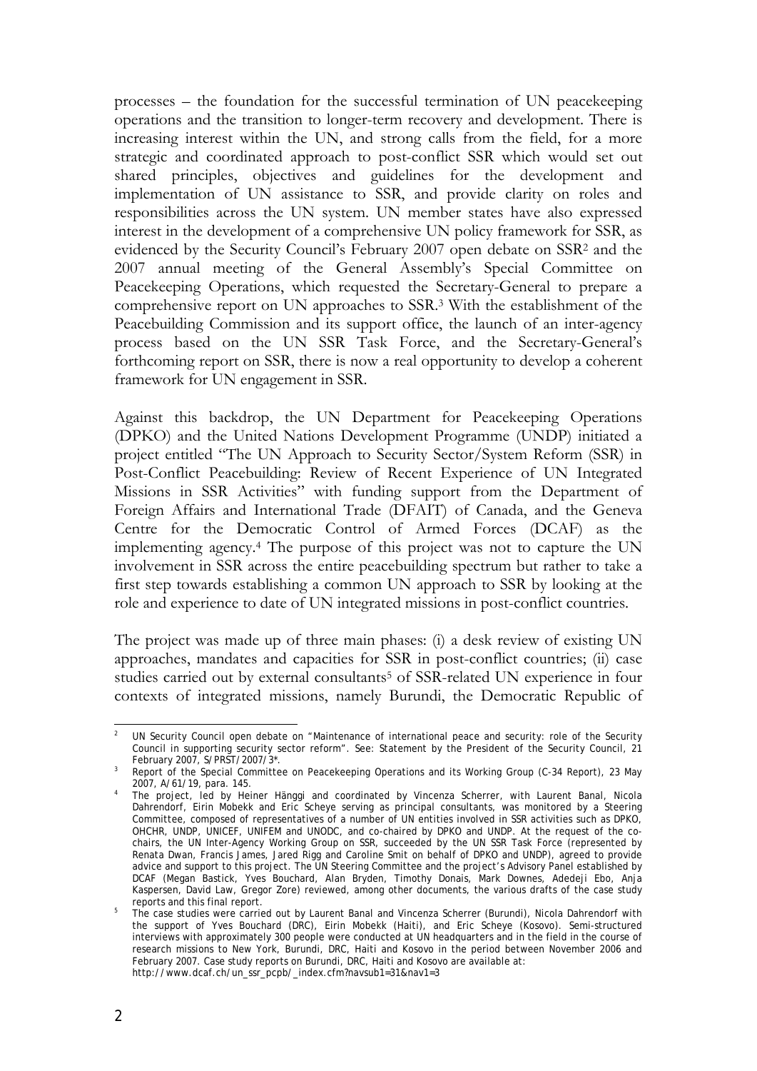processes – the foundation for the successful termination of UN peacekeeping operations and the transition to longer-term recovery and development. There is increasing interest within the UN, and strong calls from the field, for a more strategic and coordinated approach to post-conflict SSR which would set out shared principles, objectives and guidelines for the development and implementation of UN assistance to SSR, and provide clarity on roles and responsibilities across the UN system. UN member states have also expressed interest in the development of a comprehensive UN policy framework for SSR, as evidenced by the Security Council's February 2007 open debate on SSR[2] and the 2007 annual meeting of the General Assembly's Special Committee on Peacekeeping Operations, which requested the Secretary-General to prepare a comprehensive report on UN approaches to SSR.[3] With the establishment of the Peacebuilding Commission and its support office, the launch of an inter-agency process based on the UN SSR Task Force, and the Secretary-General's forthcoming report on SSR, there is now a real opportunity to develop a coherent framework for UN engagement in SSR.

Against this backdrop, the UN Department for Peacekeeping Operations (DPKO) and the United Nations Development Programme (UNDP) initiated a project entitled "The UN Approach to Security Sector/System Reform (SSR) in Post-Conflict Peacebuilding: Review of Recent Experience of UN Integrated Missions in SSR Activities" with funding support from the Department of Foreign Affairs and International Trade (DFAIT) of Canada, and the Geneva Centre for the Democratic Control of Armed Forces (DCAF) as the implementing agency.[4] The purpose of this project was not to capture the UN involvement in SSR across the entire peacebuilding spectrum but rather to take a first step towards establishing a common UN approach to SSR by looking at the role and experience to date of UN integrated missions in post-conflict countries.

The project was made up of three main phases: (i) a desk review of existing UN approaches, mandates and capacities for SSR in post-conflict countries; (ii) case studies carried out by external consultants[5] of SSR-related UN experience in four contexts of integrated missions, namely Burundi, the Democratic Republic of

---

[2] UN Security Council open debate on "Maintenance of international peace and security: role of the Security Council in supporting security sector reform". See: Statement by the President of the Security Council, 21 February 2007, S/PRST/2007/3*.

[3] Report of the Special Committee on Peacekeeping Operations and its Working Group (C-34 Report), 23 May 2007, A/61/19, para. 145.

[4] The project, led by Heiner Hänggi and coordinated by Vincenza Scherrer, with Laurent Banal, Nicola Dahrendorf, Eirin Mobekk and Eric Scheye serving as principal consultants, was monitored by a Steering Committee, composed of representatives of a number of UN entities involved in SSR activities such as DPKO, OHCHR, UNDP, UNICEF, UNIFEM and UNODC, and co-chaired by DPKO and UNDP. At the request of the co-chairs, the UN Inter-Agency Working Group on SSR, succeeded by the UN SSR Task Force (represented by Renata Dwan, Francis James, Jared Rigg and Caroline Smit on behalf of DPKO and UNDP), agreed to provide advice and support to this project. The UN Steering Committee and the project's Advisory Panel established by DCAF (Megan Bastick, Yves Bouchard, Alan Bryden, Timothy Donais, Mark Downes, Adedeji Ebo, Anja Kaspersen, David Law, Gregor Zore) reviewed, among other documents, the various drafts of the case study reports and this final report.

[5] The case studies were carried out by Laurent Banal and Vincenza Scherrer (Burundi), Nicola Dahrendorf with the support of Yves Bouchard (DRC), Eirin Mobekk (Haiti), and Eric Scheye (Kosovo). Semi-structured interviews with approximately 300 people were conducted at UN headquarters and in the field in the course of research missions to New York, Burundi, DRC, Haiti and Kosovo in the period between November 2006 and February 2007. Case study reports on Burundi, DRC, Haiti and Kosovo are available at: http://www.dcaf.ch/un_ssr_pcpb/_index.cfm?navsub1=31&nav1=3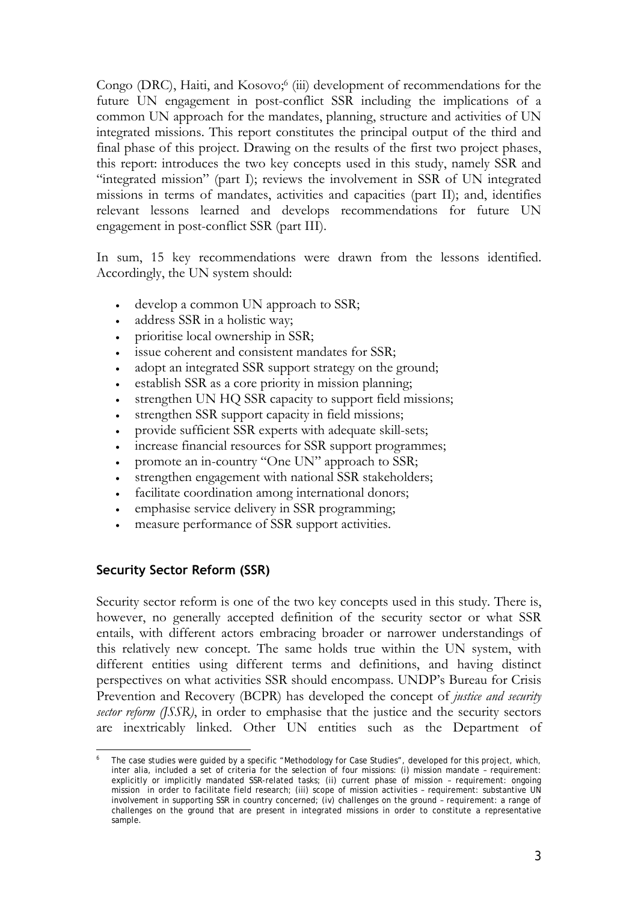Congo (DRC), Haiti, and Kosovo;[6] (iii) development of recommendations for the future UN engagement in post-conflict SSR including the implications of a common UN approach for the mandates, planning, structure and activities of UN integrated missions. This report constitutes the principal output of the third and final phase of this project. Drawing on the results of the first two project phases, this report: introduces the two key concepts used in this study, namely SSR and "integrated mission" (part I); reviews the involvement in SSR of UN integrated missions in terms of mandates, activities and capacities (part II); and, identifies relevant lessons learned and develops recommendations for future UN engagement in post-conflict SSR (part III).

In sum, 15 key recommendations were drawn from the lessons identified. Accordingly, the UN system should:

- develop a common UN approach to SSR;
- address SSR in a holistic way;
- prioritise local ownership in SSR;
- issue coherent and consistent mandates for SSR;
- adopt an integrated SSR support strategy on the ground;
- establish SSR as a core priority in mission planning;
- strengthen UN HQ SSR capacity to support field missions;
- strengthen SSR support capacity in field missions;
- provide sufficient SSR experts with adequate skill-sets;
- increase financial resources for SSR support programmes;
- promote an in-country "One UN" approach to SSR;
- strengthen engagement with national SSR stakeholders;
- facilitate coordination among international donors;
- emphasise service delivery in SSR programming;
- measure performance of SSR support activities.

## Security Sector Reform (SSR)

Security sector reform is one of the two key concepts used in this study. There is, however, no generally accepted definition of the security sector or what SSR entails, with different actors embracing broader or narrower understandings of this relatively new concept. The same holds true within the UN system, with different entities using different terms and definitions, and having distinct perspectives on what activities SSR should encompass. UNDP's Bureau for Crisis Prevention and Recovery (BCPR) has developed the concept of *justice and security sector reform (JSSR)*, in order to emphasise that the justice and the security sectors are inextricably linked. Other UN entities such as the Department of

---

[6] The case studies were guided by a specific "Methodology for Case Studies", developed for this project, which, inter alia, included a set of criteria for the selection of four missions: (i) mission mandate – requirement: explicitly or implicitly mandated SSR-related tasks; (ii) current phase of mission – requirement: ongoing mission in order to facilitate field research; (iii) scope of mission activities – requirement: substantive UN involvement in supporting SSR in country concerned; (iv) challenges on the ground – requirement: a range of challenges on the ground that are present in integrated missions in order to constitute a representative sample.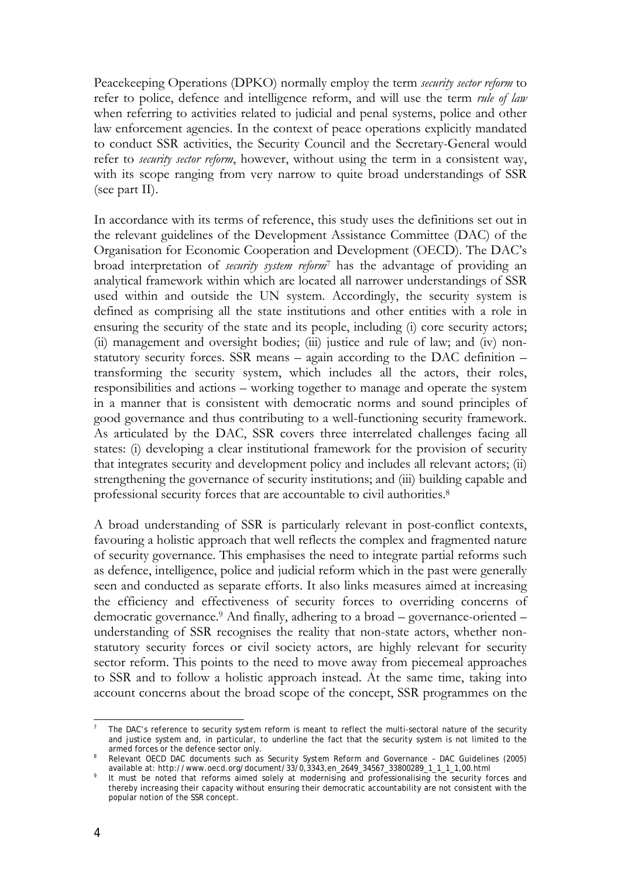Peacekeeping Operations (DPKO) normally employ the term *security sector reform* to refer to police, defence and intelligence reform, and will use the term *rule of law* when referring to activities related to judicial and penal systems, police and other law enforcement agencies. In the context of peace operations explicitly mandated to conduct SSR activities, the Security Council and the Secretary-General would refer to *security sector reform*, however, without using the term in a consistent way, with its scope ranging from very narrow to quite broad understandings of SSR (see part II).

In accordance with its terms of reference, this study uses the definitions set out in the relevant guidelines of the Development Assistance Committee (DAC) of the Organisation for Economic Cooperation and Development (OECD). The DAC's broad interpretation of *security system reform*[7] has the advantage of providing an analytical framework within which are located all narrower understandings of SSR used within and outside the UN system. Accordingly, the security system is defined as comprising all the state institutions and other entities with a role in ensuring the security of the state and its people, including (i) core security actors; (ii) management and oversight bodies; (iii) justice and rule of law; and (iv) non-statutory security forces. SSR means – again according to the DAC definition – transforming the security system, which includes all the actors, their roles, responsibilities and actions – working together to manage and operate the system in a manner that is consistent with democratic norms and sound principles of good governance and thus contributing to a well-functioning security framework. As articulated by the DAC, SSR covers three interrelated challenges facing all states: (i) developing a clear institutional framework for the provision of security that integrates security and development policy and includes all relevant actors; (ii) strengthening the governance of security institutions; and (iii) building capable and professional security forces that are accountable to civil authorities.[8]

A broad understanding of SSR is particularly relevant in post-conflict contexts, favouring a holistic approach that well reflects the complex and fragmented nature of security governance. This emphasises the need to integrate partial reforms such as defence, intelligence, police and judicial reform which in the past were generally seen and conducted as separate efforts. It also links measures aimed at increasing the efficiency and effectiveness of security forces to overriding concerns of democratic governance.[9] And finally, adhering to a broad – governance-oriented – understanding of SSR recognises the reality that non-state actors, whether non-statutory security forces or civil society actors, are highly relevant for security sector reform. This points to the need to move away from piecemeal approaches to SSR and to follow a holistic approach instead. At the same time, taking into account concerns about the broad scope of the concept, SSR programmes on the

---

[7] The DAC's reference to security system reform is meant to reflect the multi-sectoral nature of the security and justice system and, in particular, to underline the fact that the security system is not limited to the armed forces or the defence sector only.

[8] Relevant OECD DAC documents such as Security System Reform and Governance – DAC Guidelines (2005) available at: http://www.oecd.org/document/33/0,3343,en_2649_34567_33800289_1_1_1_1,00.html

[9] It must be noted that reforms aimed solely at modernising and professionalising the security forces and thereby increasing their capacity without ensuring their democratic accountability are not consistent with the popular notion of the SSR concept.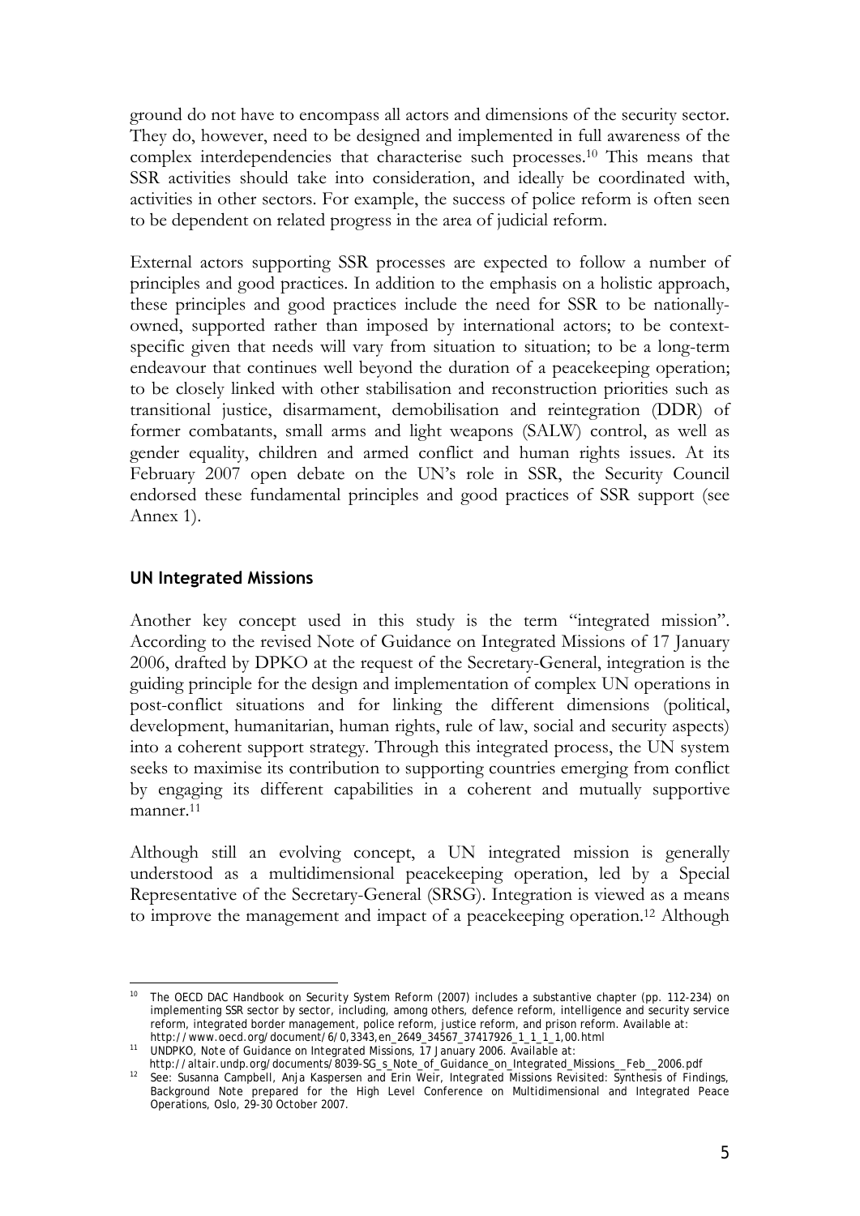ground do not have to encompass all actors and dimensions of the security sector. They do, however, need to be designed and implemented in full awareness of the complex interdependencies that characterise such processes.[10] This means that SSR activities should take into consideration, and ideally be coordinated with, activities in other sectors. For example, the success of police reform is often seen to be dependent on related progress in the area of judicial reform.

External actors supporting SSR processes are expected to follow a number of principles and good practices. In addition to the emphasis on a holistic approach, these principles and good practices include the need for SSR to be nationally-owned, supported rather than imposed by international actors; to be context-specific given that needs will vary from situation to situation; to be a long-term endeavour that continues well beyond the duration of a peacekeeping operation; to be closely linked with other stabilisation and reconstruction priorities such as transitional justice, disarmament, demobilisation and reintegration (DDR) of former combatants, small arms and light weapons (SALW) control, as well as gender equality, children and armed conflict and human rights issues. At its February 2007 open debate on the UN's role in SSR, the Security Council endorsed these fundamental principles and good practices of SSR support (see Annex 1).

### UN Integrated Missions

Another key concept used in this study is the term "integrated mission". According to the revised Note of Guidance on Integrated Missions of 17 January 2006, drafted by DPKO at the request of the Secretary-General, integration is the guiding principle for the design and implementation of complex UN operations in post-conflict situations and for linking the different dimensions (political, development, humanitarian, human rights, rule of law, social and security aspects) into a coherent support strategy. Through this integrated process, the UN system seeks to maximise its contribution to supporting countries emerging from conflict by engaging its different capabilities in a coherent and mutually supportive manner.[11]

Although still an evolving concept, a UN integrated mission is generally understood as a multidimensional peacekeeping operation, led by a Special Representative of the Secretary-General (SRSG). Integration is viewed as a means to improve the management and impact of a peacekeeping operation.[12] Although

---

[10] The OECD DAC Handbook on Security System Reform (2007) includes a substantive chapter (pp. 112-234) on implementing SSR sector by sector, including, among others, defence reform, intelligence and security service reform, integrated border management, police reform, justice reform, and prison reform. Available at: http://www.oecd.org/document/6/0,3343,en_2649_34567_37417926_1_1_1_1,00.html

[11] UNDPKO, Note of Guidance on Integrated Missions, 17 January 2006. Available at: http://altair.undp.org/documents/8039-SG_s_Note_of_Guidance_on_Integrated_Missions__Feb__2006.pdf

[12] See: Susanna Campbell, Anja Kaspersen and Erin Weir, Integrated Missions Revisited: Synthesis of Findings, Background Note prepared for the High Level Conference on Multidimensional and Integrated Peace Operations, Oslo, 29-30 October 2007.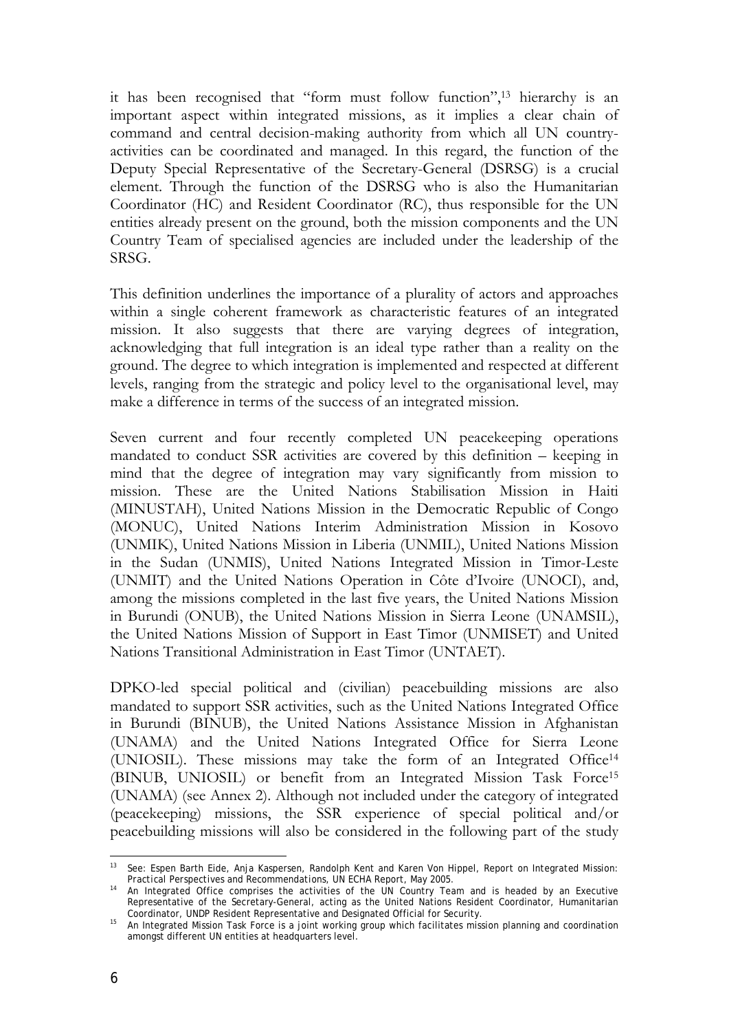it has been recognised that "form must follow function",[13] hierarchy is an important aspect within integrated missions, as it implies a clear chain of command and central decision-making authority from which all UN country-activities can be coordinated and managed. In this regard, the function of the Deputy Special Representative of the Secretary-General (DSRSG) is a crucial element. Through the function of the DSRSG who is also the Humanitarian Coordinator (HC) and Resident Coordinator (RC), thus responsible for the UN entities already present on the ground, both the mission components and the UN Country Team of specialised agencies are included under the leadership of the SRSG.

This definition underlines the importance of a plurality of actors and approaches within a single coherent framework as characteristic features of an integrated mission. It also suggests that there are varying degrees of integration, acknowledging that full integration is an ideal type rather than a reality on the ground. The degree to which integration is implemented and respected at different levels, ranging from the strategic and policy level to the organisational level, may make a difference in terms of the success of an integrated mission.

Seven current and four recently completed UN peacekeeping operations mandated to conduct SSR activities are covered by this definition – keeping in mind that the degree of integration may vary significantly from mission to mission. These are the United Nations Stabilisation Mission in Haiti (MINUSTAH), United Nations Mission in the Democratic Republic of Congo (MONUC), United Nations Interim Administration Mission in Kosovo (UNMIK), United Nations Mission in Liberia (UNMIL), United Nations Mission in the Sudan (UNMIS), United Nations Integrated Mission in Timor-Leste (UNMIT) and the United Nations Operation in Côte d'Ivoire (UNOCI), and, among the missions completed in the last five years, the United Nations Mission in Burundi (ONUB), the United Nations Mission in Sierra Leone (UNAMSIL), the United Nations Mission of Support in East Timor (UNMISET) and United Nations Transitional Administration in East Timor (UNTAET).

DPKO-led special political and (civilian) peacebuilding missions are also mandated to support SSR activities, such as the United Nations Integrated Office in Burundi (BINUB), the United Nations Assistance Mission in Afghanistan (UNAMA) and the United Nations Integrated Office for Sierra Leone (UNIOSIL). These missions may take the form of an Integrated Office[14] (BINUB, UNIOSIL) or benefit from an Integrated Mission Task Force[15] (UNAMA) (see Annex 2). Although not included under the category of integrated (peacekeeping) missions, the SSR experience of special political and/or peacebuilding missions will also be considered in the following part of the study

---

[13] See: Espen Barth Eide, Anja Kaspersen, Randolph Kent and Karen Von Hippel, *Report on Integrated Mission: Practical Perspectives and Recommendations*, UN ECHA Report, May 2005.

[14] An Integrated Office comprises the activities of the UN Country Team and is headed by an Executive Representative of the Secretary-General, acting as the United Nations Resident Coordinator, Humanitarian Coordinator, UNDP Resident Representative and Designated Official for Security.

[15] An Integrated Mission Task Force is a joint working group which facilitates mission planning and coordination amongst different UN entities at headquarters level.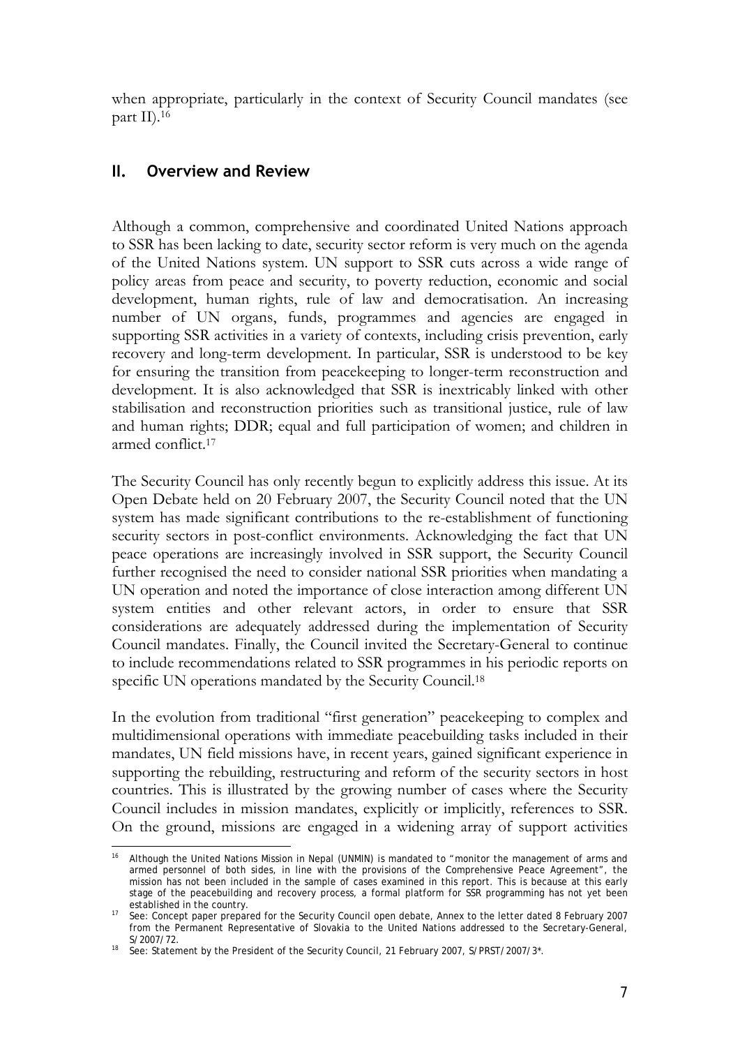when appropriate, particularly in the context of Security Council mandates (see part II).[16]

## II. Overview and Review

Although a common, comprehensive and coordinated United Nations approach to SSR has been lacking to date, security sector reform is very much on the agenda of the United Nations system. UN support to SSR cuts across a wide range of policy areas from peace and security, to poverty reduction, economic and social development, human rights, rule of law and democratisation. An increasing number of UN organs, funds, programmes and agencies are engaged in supporting SSR activities in a variety of contexts, including crisis prevention, early recovery and long-term development. In particular, SSR is understood to be key for ensuring the transition from peacekeeping to longer-term reconstruction and development. It is also acknowledged that SSR is inextricably linked with other stabilisation and reconstruction priorities such as transitional justice, rule of law and human rights; DDR; equal and full participation of women; and children in armed conflict.[17]

The Security Council has only recently begun to explicitly address this issue. At its Open Debate held on 20 February 2007, the Security Council noted that the UN system has made significant contributions to the re-establishment of functioning security sectors in post-conflict environments. Acknowledging the fact that UN peace operations are increasingly involved in SSR support, the Security Council further recognised the need to consider national SSR priorities when mandating a UN operation and noted the importance of close interaction among different UN system entities and other relevant actors, in order to ensure that SSR considerations are adequately addressed during the implementation of Security Council mandates. Finally, the Council invited the Secretary-General to continue to include recommendations related to SSR programmes in his periodic reports on specific UN operations mandated by the Security Council.[18]

In the evolution from traditional "first generation" peacekeeping to complex and multidimensional operations with immediate peacebuilding tasks included in their mandates, UN field missions have, in recent years, gained significant experience in supporting the rebuilding, restructuring and reform of the security sectors in host countries. This is illustrated by the growing number of cases where the Security Council includes in mission mandates, explicitly or implicitly, references to SSR. On the ground, missions are engaged in a widening array of support activities

---

[16] Although the United Nations Mission in Nepal (UNMIN) is mandated to "monitor the management of arms and armed personnel of both sides, in line with the provisions of the Comprehensive Peace Agreement", the mission has not been included in the sample of cases examined in this report. This is because at this early stage of the peacebuilding and recovery process, a formal platform for SSR programming has not yet been established in the country.

[17] See: Concept paper prepared for the Security Council open debate, Annex to the letter dated 8 February 2007 from the Permanent Representative of Slovakia to the United Nations addressed to the Secretary-General, S/2007/72.

[18] See: Statement by the President of the Security Council, 21 February 2007, S/PRST/2007/3*.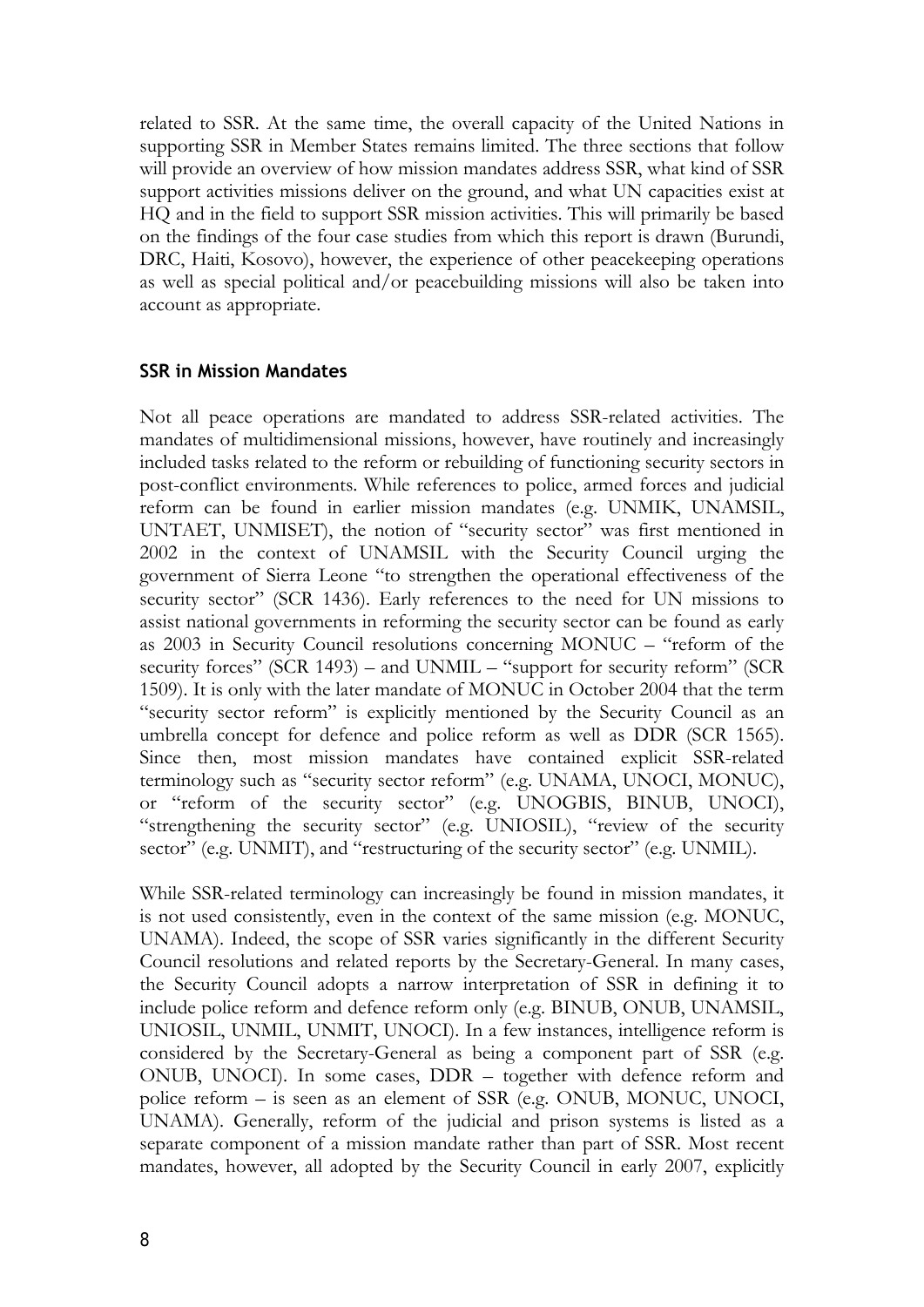related to SSR. At the same time, the overall capacity of the United Nations in supporting SSR in Member States remains limited. The three sections that follow will provide an overview of how mission mandates address SSR, what kind of SSR support activities missions deliver on the ground, and what UN capacities exist at HQ and in the field to support SSR mission activities. This will primarily be based on the findings of the four case studies from which this report is drawn (Burundi, DRC, Haiti, Kosovo), however, the experience of other peacekeeping operations as well as special political and/or peacebuilding missions will also be taken into account as appropriate.

### SSR in Mission Mandates

Not all peace operations are mandated to address SSR-related activities. The mandates of multidimensional missions, however, have routinely and increasingly included tasks related to the reform or rebuilding of functioning security sectors in post-conflict environments. While references to police, armed forces and judicial reform can be found in earlier mission mandates (e.g. UNMIK, UNAMSIL, UNTAET, UNMISET), the notion of "security sector" was first mentioned in 2002 in the context of UNAMSIL with the Security Council urging the government of Sierra Leone "to strengthen the operational effectiveness of the security sector" (SCR 1436). Early references to the need for UN missions to assist national governments in reforming the security sector can be found as early as 2003 in Security Council resolutions concerning MONUC – "reform of the security forces" (SCR 1493) – and UNMIL – "support for security reform" (SCR 1509). It is only with the later mandate of MONUC in October 2004 that the term "security sector reform" is explicitly mentioned by the Security Council as an umbrella concept for defence and police reform as well as DDR (SCR 1565). Since then, most mission mandates have contained explicit SSR-related terminology such as "security sector reform" (e.g. UNAMA, UNOCI, MONUC), or "reform of the security sector" (e.g. UNOGBIS, BINUB, UNOCI), "strengthening the security sector" (e.g. UNIOSIL), "review of the security sector" (e.g. UNMIT), and "restructuring of the security sector" (e.g. UNMIL).

While SSR-related terminology can increasingly be found in mission mandates, it is not used consistently, even in the context of the same mission (e.g. MONUC, UNAMA). Indeed, the scope of SSR varies significantly in the different Security Council resolutions and related reports by the Secretary-General. In many cases, the Security Council adopts a narrow interpretation of SSR in defining it to include police reform and defence reform only (e.g. BINUB, ONUB, UNAMSIL, UNIOSIL, UNMIL, UNMIT, UNOCI). In a few instances, intelligence reform is considered by the Secretary-General as being a component part of SSR (e.g. ONUB, UNOCI). In some cases, DDR – together with defence reform and police reform – is seen as an element of SSR (e.g. ONUB, MONUC, UNOCI, UNAMA). Generally, reform of the judicial and prison systems is listed as a separate component of a mission mandate rather than part of SSR. Most recent mandates, however, all adopted by the Security Council in early 2007, explicitly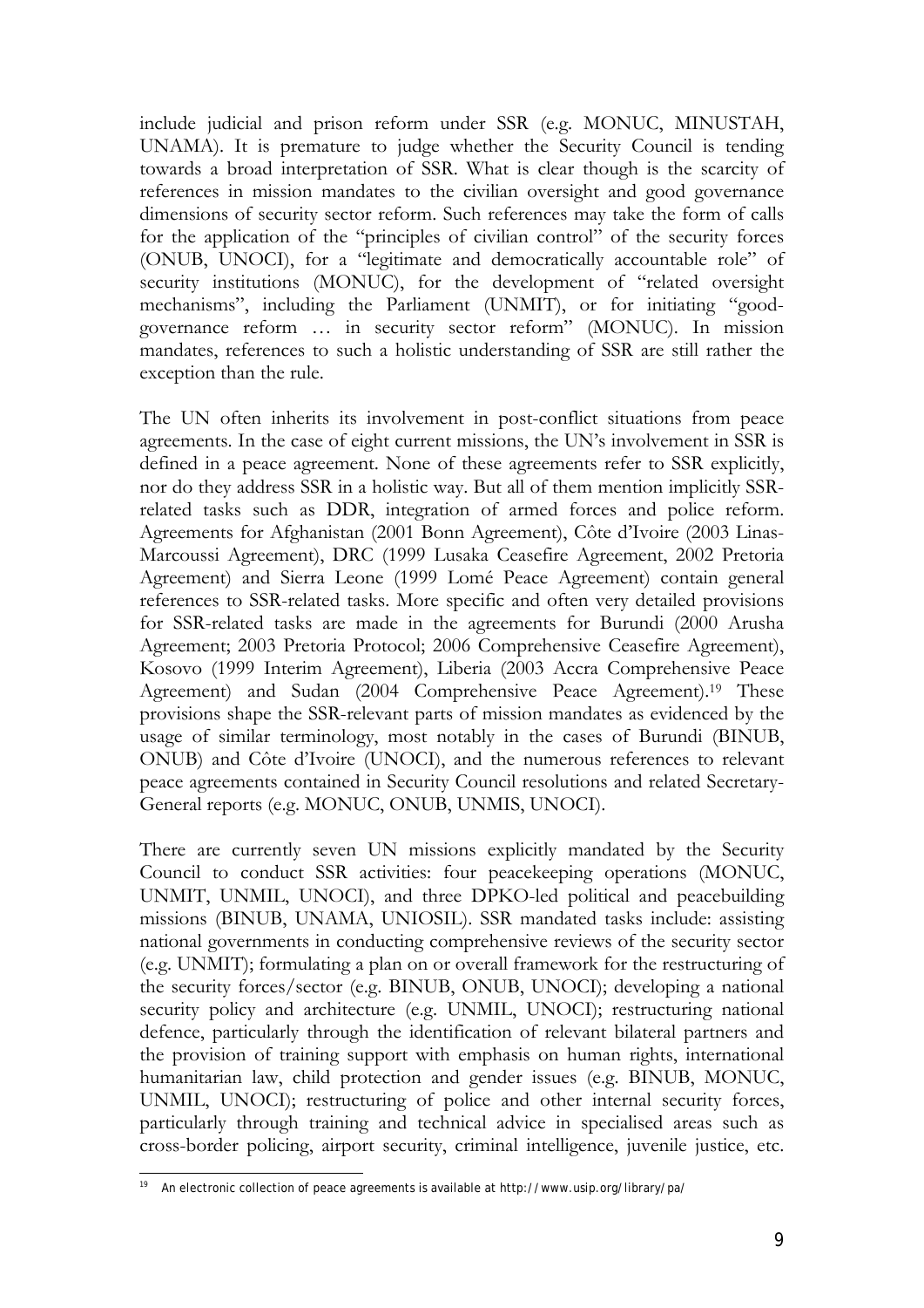include judicial and prison reform under SSR (e.g. MONUC, MINUSTAH, UNAMA). It is premature to judge whether the Security Council is tending towards a broad interpretation of SSR. What is clear though is the scarcity of references in mission mandates to the civilian oversight and good governance dimensions of security sector reform. Such references may take the form of calls for the application of the "principles of civilian control" of the security forces (ONUB, UNOCI), for a "legitimate and democratically accountable role" of security institutions (MONUC), for the development of "related oversight mechanisms", including the Parliament (UNMIT), or for initiating "good-governance reform … in security sector reform" (MONUC). In mission mandates, references to such a holistic understanding of SSR are still rather the exception than the rule.

The UN often inherits its involvement in post-conflict situations from peace agreements. In the case of eight current missions, the UN's involvement in SSR is defined in a peace agreement. None of these agreements refer to SSR explicitly, nor do they address SSR in a holistic way. But all of them mention implicitly SSR-related tasks such as DDR, integration of armed forces and police reform. Agreements for Afghanistan (2001 Bonn Agreement), Côte d'Ivoire (2003 Linas-Marcoussi Agreement), DRC (1999 Lusaka Ceasefire Agreement, 2002 Pretoria Agreement) and Sierra Leone (1999 Lomé Peace Agreement) contain general references to SSR-related tasks. More specific and often very detailed provisions for SSR-related tasks are made in the agreements for Burundi (2000 Arusha Agreement; 2003 Pretoria Protocol; 2006 Comprehensive Ceasefire Agreement), Kosovo (1999 Interim Agreement), Liberia (2003 Accra Comprehensive Peace Agreement) and Sudan (2004 Comprehensive Peace Agreement).[19] These provisions shape the SSR-relevant parts of mission mandates as evidenced by the usage of similar terminology, most notably in the cases of Burundi (BINUB, ONUB) and Côte d'Ivoire (UNOCI), and the numerous references to relevant peace agreements contained in Security Council resolutions and related Secretary-General reports (e.g. MONUC, ONUB, UNMIS, UNOCI).

There are currently seven UN missions explicitly mandated by the Security Council to conduct SSR activities: four peacekeeping operations (MONUC, UNMIT, UNMIL, UNOCI), and three DPKO-led political and peacebuilding missions (BINUB, UNAMA, UNIOSIL). SSR mandated tasks include: assisting national governments in conducting comprehensive reviews of the security sector (e.g. UNMIT); formulating a plan on or overall framework for the restructuring of the security forces/sector (e.g. BINUB, ONUB, UNOCI); developing a national security policy and architecture (e.g. UNMIL, UNOCI); restructuring national defence, particularly through the identification of relevant bilateral partners and the provision of training support with emphasis on human rights, international humanitarian law, child protection and gender issues (e.g. BINUB, MONUC, UNMIL, UNOCI); restructuring of police and other internal security forces, particularly through training and technical advice in specialised areas such as cross-border policing, airport security, criminal intelligence, juvenile justice, etc.

[19] An electronic collection of peace agreements is available at http://www.usip.org/library/pa/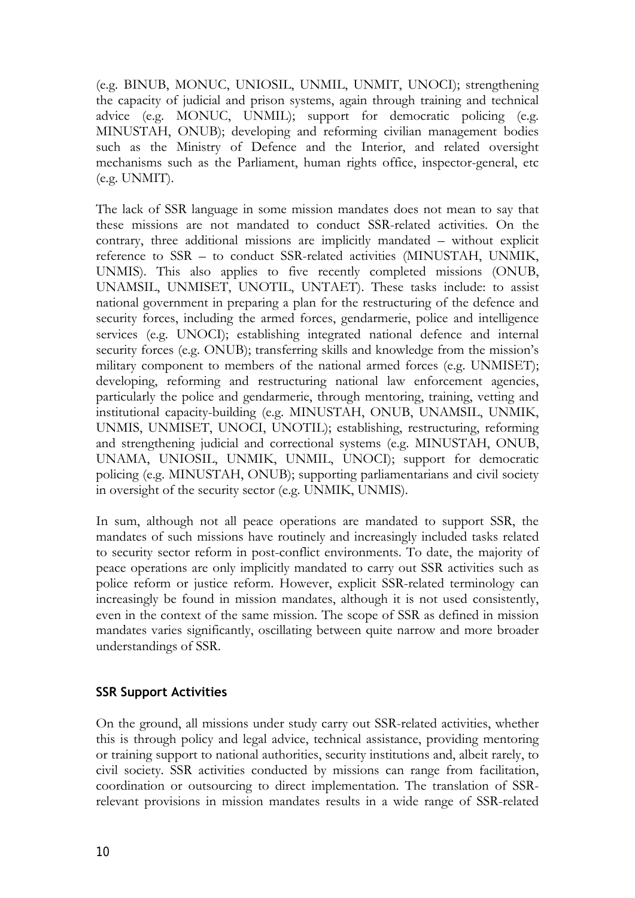(e.g. BINUB, MONUC, UNIOSIL, UNMIL, UNMIT, UNOCI); strengthening the capacity of judicial and prison systems, again through training and technical advice (e.g. MONUC, UNMIL); support for democratic policing (e.g. MINUSTAH, ONUB); developing and reforming civilian management bodies such as the Ministry of Defence and the Interior, and related oversight mechanisms such as the Parliament, human rights office, inspector-general, etc (e.g. UNMIT).

The lack of SSR language in some mission mandates does not mean to say that these missions are not mandated to conduct SSR-related activities. On the contrary, three additional missions are implicitly mandated – without explicit reference to SSR – to conduct SSR-related activities (MINUSTAH, UNMIK, UNMIS). This also applies to five recently completed missions (ONUB, UNAMSIL, UNMISET, UNOTIL, UNTAET). These tasks include: to assist national government in preparing a plan for the restructuring of the defence and security forces, including the armed forces, gendarmerie, police and intelligence services (e.g. UNOCI); establishing integrated national defence and internal security forces (e.g. ONUB); transferring skills and knowledge from the mission's military component to members of the national armed forces (e.g. UNMISET); developing, reforming and restructuring national law enforcement agencies, particularly the police and gendarmerie, through mentoring, training, vetting and institutional capacity-building (e.g. MINUSTAH, ONUB, UNAMSIL, UNMIK, UNMIS, UNMISET, UNOCI, UNOTIL); establishing, restructuring, reforming and strengthening judicial and correctional systems (e.g. MINUSTAH, ONUB, UNAMA, UNIOSIL, UNMIK, UNMIL, UNOCI); support for democratic policing (e.g. MINUSTAH, ONUB); supporting parliamentarians and civil society in oversight of the security sector (e.g. UNMIK, UNMIS).

In sum, although not all peace operations are mandated to support SSR, the mandates of such missions have routinely and increasingly included tasks related to security sector reform in post-conflict environments. To date, the majority of peace operations are only implicitly mandated to carry out SSR activities such as police reform or justice reform. However, explicit SSR-related terminology can increasingly be found in mission mandates, although it is not used consistently, even in the context of the same mission. The scope of SSR as defined in mission mandates varies significantly, oscillating between quite narrow and more broader understandings of SSR.

### SSR Support Activities

On the ground, all missions under study carry out SSR-related activities, whether this is through policy and legal advice, technical assistance, providing mentoring or training support to national authorities, security institutions and, albeit rarely, to civil society. SSR activities conducted by missions can range from facilitation, coordination or outsourcing to direct implementation. The translation of SSR-relevant provisions in mission mandates results in a wide range of SSR-related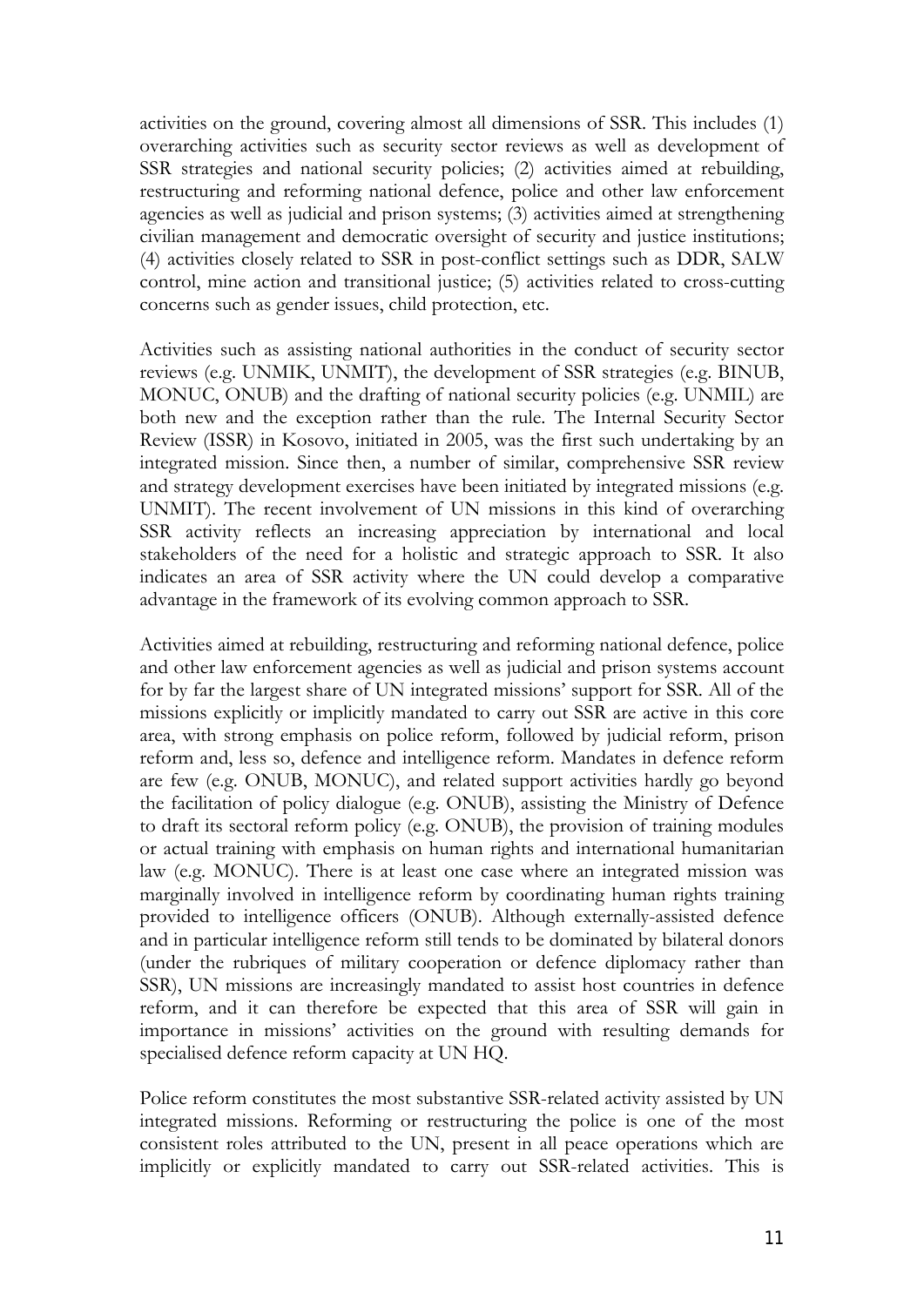activities on the ground, covering almost all dimensions of SSR. This includes (1) overarching activities such as security sector reviews as well as development of SSR strategies and national security policies; (2) activities aimed at rebuilding, restructuring and reforming national defence, police and other law enforcement agencies as well as judicial and prison systems; (3) activities aimed at strengthening civilian management and democratic oversight of security and justice institutions; (4) activities closely related to SSR in post-conflict settings such as DDR, SALW control, mine action and transitional justice; (5) activities related to cross-cutting concerns such as gender issues, child protection, etc.

Activities such as assisting national authorities in the conduct of security sector reviews (e.g. UNMIK, UNMIT), the development of SSR strategies (e.g. BINUB, MONUC, ONUB) and the drafting of national security policies (e.g. UNMIL) are both new and the exception rather than the rule. The Internal Security Sector Review (ISSR) in Kosovo, initiated in 2005, was the first such undertaking by an integrated mission. Since then, a number of similar, comprehensive SSR review and strategy development exercises have been initiated by integrated missions (e.g. UNMIT). The recent involvement of UN missions in this kind of overarching SSR activity reflects an increasing appreciation by international and local stakeholders of the need for a holistic and strategic approach to SSR. It also indicates an area of SSR activity where the UN could develop a comparative advantage in the framework of its evolving common approach to SSR.

Activities aimed at rebuilding, restructuring and reforming national defence, police and other law enforcement agencies as well as judicial and prison systems account for by far the largest share of UN integrated missions' support for SSR. All of the missions explicitly or implicitly mandated to carry out SSR are active in this core area, with strong emphasis on police reform, followed by judicial reform, prison reform and, less so, defence and intelligence reform. Mandates in defence reform are few (e.g. ONUB, MONUC), and related support activities hardly go beyond the facilitation of policy dialogue (e.g. ONUB), assisting the Ministry of Defence to draft its sectoral reform policy (e.g. ONUB), the provision of training modules or actual training with emphasis on human rights and international humanitarian law (e.g. MONUC). There is at least one case where an integrated mission was marginally involved in intelligence reform by coordinating human rights training provided to intelligence officers (ONUB). Although externally-assisted defence and in particular intelligence reform still tends to be dominated by bilateral donors (under the rubriques of military cooperation or defence diplomacy rather than SSR), UN missions are increasingly mandated to assist host countries in defence reform, and it can therefore be expected that this area of SSR will gain in importance in missions' activities on the ground with resulting demands for specialised defence reform capacity at UN HQ.

Police reform constitutes the most substantive SSR-related activity assisted by UN integrated missions. Reforming or restructuring the police is one of the most consistent roles attributed to the UN, present in all peace operations which are implicitly or explicitly mandated to carry out SSR-related activities. This is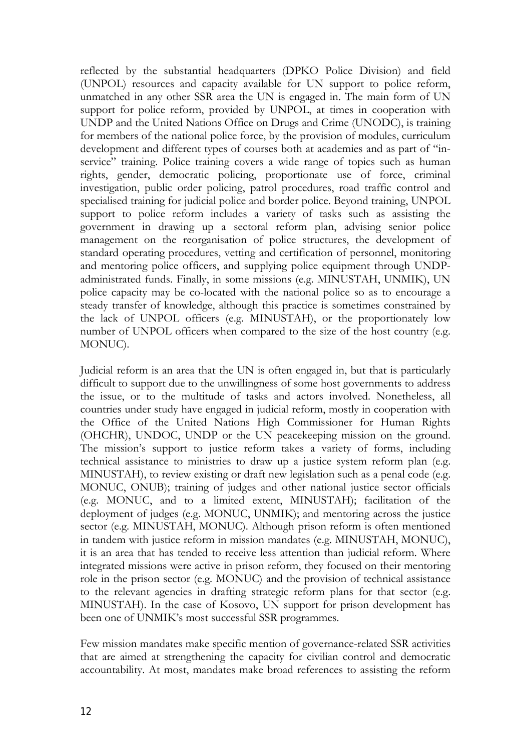reflected by the substantial headquarters (DPKO Police Division) and field (UNPOL) resources and capacity available for UN support to police reform, unmatched in any other SSR area the UN is engaged in. The main form of UN support for police reform, provided by UNPOL, at times in cooperation with UNDP and the United Nations Office on Drugs and Crime (UNODC), is training for members of the national police force, by the provision of modules, curriculum development and different types of courses both at academies and as part of "in-service" training. Police training covers a wide range of topics such as human rights, gender, democratic policing, proportionate use of force, criminal investigation, public order policing, patrol procedures, road traffic control and specialised training for judicial police and border police. Beyond training, UNPOL support to police reform includes a variety of tasks such as assisting the government in drawing up a sectoral reform plan, advising senior police management on the reorganisation of police structures, the development of standard operating procedures, vetting and certification of personnel, monitoring and mentoring police officers, and supplying police equipment through UNDP-administrated funds. Finally, in some missions (e.g. MINUSTAH, UNMIK), UN police capacity may be co-located with the national police so as to encourage a steady transfer of knowledge, although this practice is sometimes constrained by the lack of UNPOL officers (e.g. MINUSTAH), or the proportionately low number of UNPOL officers when compared to the size of the host country (e.g. MONUC).

Judicial reform is an area that the UN is often engaged in, but that is particularly difficult to support due to the unwillingness of some host governments to address the issue, or to the multitude of tasks and actors involved. Nonetheless, all countries under study have engaged in judicial reform, mostly in cooperation with the Office of the United Nations High Commissioner for Human Rights (OHCHR), UNDOC, UNDP or the UN peacekeeping mission on the ground. The mission's support to justice reform takes a variety of forms, including technical assistance to ministries to draw up a justice system reform plan (e.g. MINUSTAH), to review existing or draft new legislation such as a penal code (e.g. MONUC, ONUB); training of judges and other national justice sector officials (e.g. MONUC, and to a limited extent, MINUSTAH); facilitation of the deployment of judges (e.g. MONUC, UNMIK); and mentoring across the justice sector (e.g. MINUSTAH, MONUC). Although prison reform is often mentioned in tandem with justice reform in mission mandates (e.g. MINUSTAH, MONUC), it is an area that has tended to receive less attention than judicial reform. Where integrated missions were active in prison reform, they focused on their mentoring role in the prison sector (e.g. MONUC) and the provision of technical assistance to the relevant agencies in drafting strategic reform plans for that sector (e.g. MINUSTAH). In the case of Kosovo, UN support for prison development has been one of UNMIK's most successful SSR programmes.

Few mission mandates make specific mention of governance-related SSR activities that are aimed at strengthening the capacity for civilian control and democratic accountability. At most, mandates make broad references to assisting the reform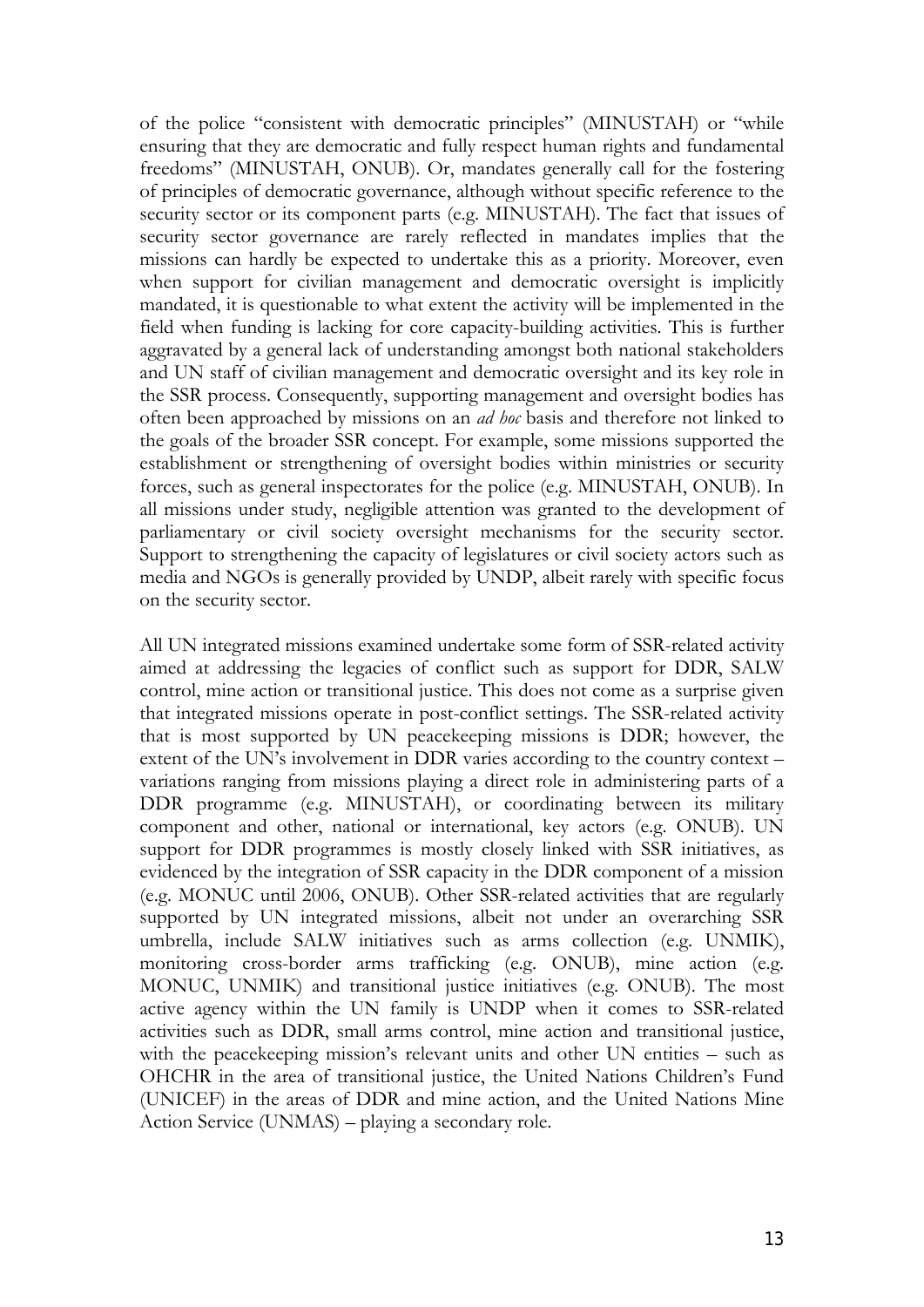of the police "consistent with democratic principles" (MINUSTAH) or "while ensuring that they are democratic and fully respect human rights and fundamental freedoms" (MINUSTAH, ONUB). Or, mandates generally call for the fostering of principles of democratic governance, although without specific reference to the security sector or its component parts (e.g. MINUSTAH). The fact that issues of security sector governance are rarely reflected in mandates implies that the missions can hardly be expected to undertake this as a priority. Moreover, even when support for civilian management and democratic oversight is implicitly mandated, it is questionable to what extent the activity will be implemented in the field when funding is lacking for core capacity-building activities. This is further aggravated by a general lack of understanding amongst both national stakeholders and UN staff of civilian management and democratic oversight and its key role in the SSR process. Consequently, supporting management and oversight bodies has often been approached by missions on an *ad hoc* basis and therefore not linked to the goals of the broader SSR concept. For example, some missions supported the establishment or strengthening of oversight bodies within ministries or security forces, such as general inspectorates for the police (e.g. MINUSTAH, ONUB). In all missions under study, negligible attention was granted to the development of parliamentary or civil society oversight mechanisms for the security sector. Support to strengthening the capacity of legislatures or civil society actors such as media and NGOs is generally provided by UNDP, albeit rarely with specific focus on the security sector.

All UN integrated missions examined undertake some form of SSR-related activity aimed at addressing the legacies of conflict such as support for DDR, SALW control, mine action or transitional justice. This does not come as a surprise given that integrated missions operate in post-conflict settings. The SSR-related activity that is most supported by UN peacekeeping missions is DDR; however, the extent of the UN's involvement in DDR varies according to the country context – variations ranging from missions playing a direct role in administering parts of a DDR programme (e.g. MINUSTAH), or coordinating between its military component and other, national or international, key actors (e.g. ONUB). UN support for DDR programmes is mostly closely linked with SSR initiatives, as evidenced by the integration of SSR capacity in the DDR component of a mission (e.g. MONUC until 2006, ONUB). Other SSR-related activities that are regularly supported by UN integrated missions, albeit not under an overarching SSR umbrella, include SALW initiatives such as arms collection (e.g. UNMIK), monitoring cross-border arms trafficking (e.g. ONUB), mine action (e.g. MONUC, UNMIK) and transitional justice initiatives (e.g. ONUB). The most active agency within the UN family is UNDP when it comes to SSR-related activities such as DDR, small arms control, mine action and transitional justice, with the peacekeeping mission's relevant units and other UN entities – such as OHCHR in the area of transitional justice, the United Nations Children's Fund (UNICEF) in the areas of DDR and mine action, and the United Nations Mine Action Service (UNMAS) – playing a secondary role.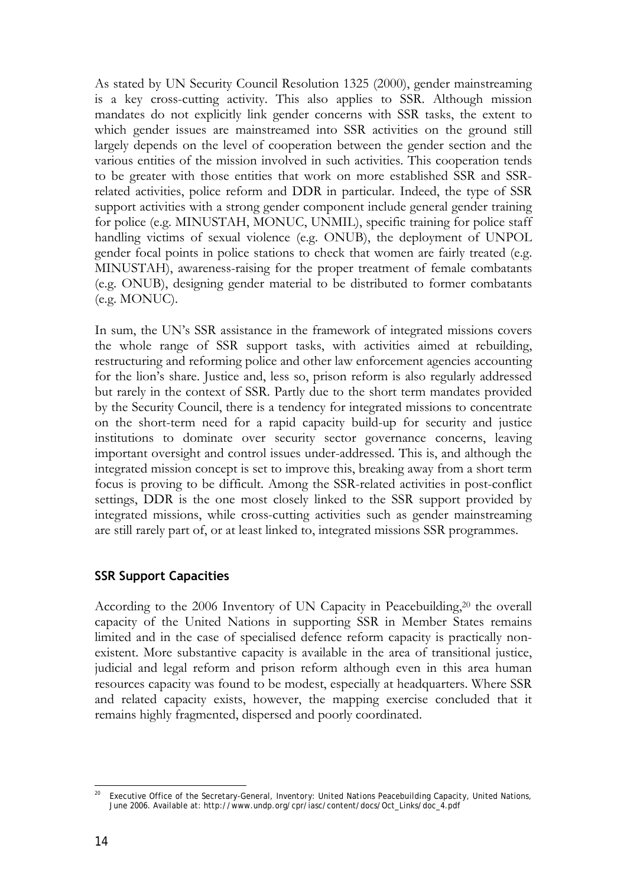As stated by UN Security Council Resolution 1325 (2000), gender mainstreaming is a key cross-cutting activity. This also applies to SSR. Although mission mandates do not explicitly link gender concerns with SSR tasks, the extent to which gender issues are mainstreamed into SSR activities on the ground still largely depends on the level of cooperation between the gender section and the various entities of the mission involved in such activities. This cooperation tends to be greater with those entities that work on more established SSR and SSR-related activities, police reform and DDR in particular. Indeed, the type of SSR support activities with a strong gender component include general gender training for police (e.g. MINUSTAH, MONUC, UNMIL), specific training for police staff handling victims of sexual violence (e.g. ONUB), the deployment of UNPOL gender focal points in police stations to check that women are fairly treated (e.g. MINUSTAH), awareness-raising for the proper treatment of female combatants (e.g. ONUB), designing gender material to be distributed to former combatants (e.g. MONUC).

In sum, the UN's SSR assistance in the framework of integrated missions covers the whole range of SSR support tasks, with activities aimed at rebuilding, restructuring and reforming police and other law enforcement agencies accounting for the lion's share. Justice and, less so, prison reform is also regularly addressed but rarely in the context of SSR. Partly due to the short term mandates provided by the Security Council, there is a tendency for integrated missions to concentrate on the short-term need for a rapid capacity build-up for security and justice institutions to dominate over security sector governance concerns, leaving important oversight and control issues under-addressed. This is, and although the integrated mission concept is set to improve this, breaking away from a short term focus is proving to be difficult. Among the SSR-related activities in post-conflict settings, DDR is the one most closely linked to the SSR support provided by integrated missions, while cross-cutting activities such as gender mainstreaming are still rarely part of, or at least linked to, integrated missions SSR programmes.

### SSR Support Capacities

According to the 2006 Inventory of UN Capacity in Peacebuilding,[20] the overall capacity of the United Nations in supporting SSR in Member States remains limited and in the case of specialised defence reform capacity is practically non-existent. More substantive capacity is available in the area of transitional justice, judicial and legal reform and prison reform although even in this area human resources capacity was found to be modest, especially at headquarters. Where SSR and related capacity exists, however, the mapping exercise concluded that it remains highly fragmented, dispersed and poorly coordinated.

---

[20] Executive Office of the Secretary-General, *Inventory: United Nations Peacebuilding Capacity*, United Nations, June 2006. Available at: http://www.undp.org/cpr/iasc/content/docs/Oct_Links/doc_4.pdf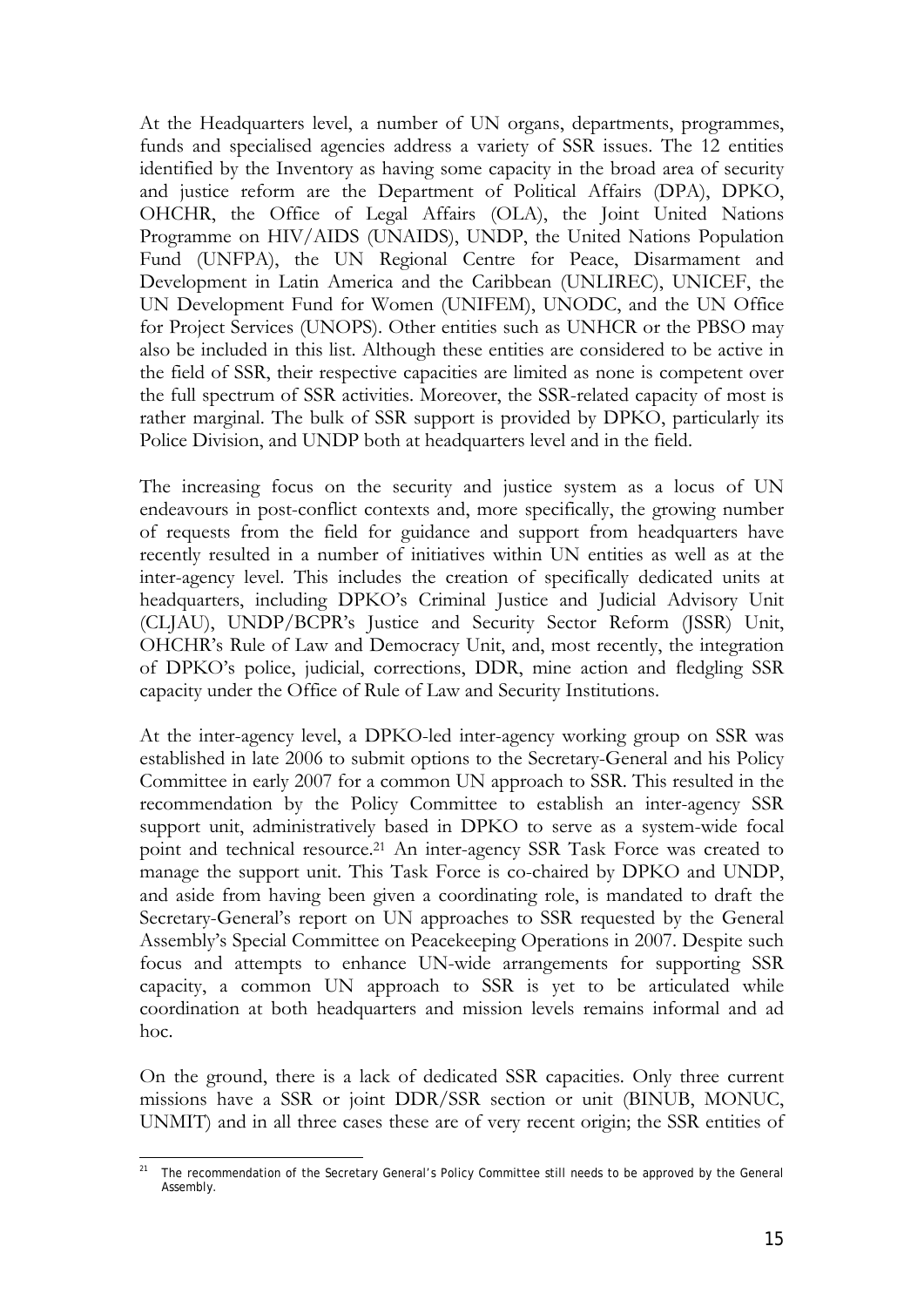At the Headquarters level, a number of UN organs, departments, programmes, funds and specialised agencies address a variety of SSR issues. The 12 entities identified by the Inventory as having some capacity in the broad area of security and justice reform are the Department of Political Affairs (DPA), DPKO, OHCHR, the Office of Legal Affairs (OLA), the Joint United Nations Programme on HIV/AIDS (UNAIDS), UNDP, the United Nations Population Fund (UNFPA), the UN Regional Centre for Peace, Disarmament and Development in Latin America and the Caribbean (UNLIREC), UNICEF, the UN Development Fund for Women (UNIFEM), UNODC, and the UN Office for Project Services (UNOPS). Other entities such as UNHCR or the PBSO may also be included in this list. Although these entities are considered to be active in the field of SSR, their respective capacities are limited as none is competent over the full spectrum of SSR activities. Moreover, the SSR-related capacity of most is rather marginal. The bulk of SSR support is provided by DPKO, particularly its Police Division, and UNDP both at headquarters level and in the field.

The increasing focus on the security and justice system as a locus of UN endeavours in post-conflict contexts and, more specifically, the growing number of requests from the field for guidance and support from headquarters have recently resulted in a number of initiatives within UN entities as well as at the inter-agency level. This includes the creation of specifically dedicated units at headquarters, including DPKO's Criminal Justice and Judicial Advisory Unit (CLJAU), UNDP/BCPR's Justice and Security Sector Reform (JSSR) Unit, OHCHR's Rule of Law and Democracy Unit, and, most recently, the integration of DPKO's police, judicial, corrections, DDR, mine action and fledgling SSR capacity under the Office of Rule of Law and Security Institutions.

At the inter-agency level, a DPKO-led inter-agency working group on SSR was established in late 2006 to submit options to the Secretary-General and his Policy Committee in early 2007 for a common UN approach to SSR. This resulted in the recommendation by the Policy Committee to establish an inter-agency SSR support unit, administratively based in DPKO to serve as a system-wide focal point and technical resource.[21] An inter-agency SSR Task Force was created to manage the support unit. This Task Force is co-chaired by DPKO and UNDP, and aside from having been given a coordinating role, is mandated to draft the Secretary-General's report on UN approaches to SSR requested by the General Assembly's Special Committee on Peacekeeping Operations in 2007. Despite such focus and attempts to enhance UN-wide arrangements for supporting SSR capacity, a common UN approach to SSR is yet to be articulated while coordination at both headquarters and mission levels remains informal and ad hoc.

On the ground, there is a lack of dedicated SSR capacities. Only three current missions have a SSR or joint DDR/SSR section or unit (BINUB, MONUC, UNMIT) and in all three cases these are of very recent origin; the SSR entities of

---

[21] The recommendation of the Secretary General's Policy Committee still needs to be approved by the General Assembly.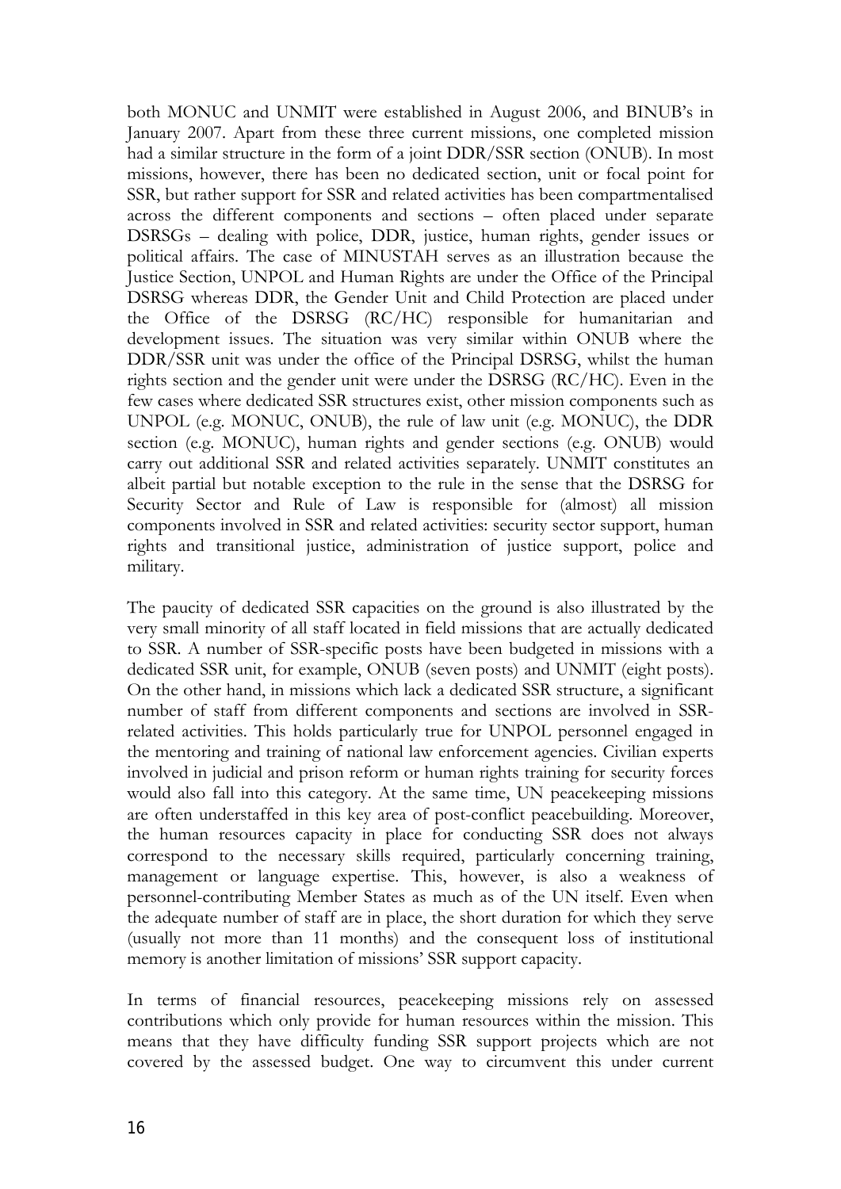both MONUC and UNMIT were established in August 2006, and BINUB's in January 2007. Apart from these three current missions, one completed mission had a similar structure in the form of a joint DDR/SSR section (ONUB). In most missions, however, there has been no dedicated section, unit or focal point for SSR, but rather support for SSR and related activities has been compartmentalised across the different components and sections – often placed under separate DSRSGs – dealing with police, DDR, justice, human rights, gender issues or political affairs. The case of MINUSTAH serves as an illustration because the Justice Section, UNPOL and Human Rights are under the Office of the Principal DSRSG whereas DDR, the Gender Unit and Child Protection are placed under the Office of the DSRSG (RC/HC) responsible for humanitarian and development issues. The situation was very similar within ONUB where the DDR/SSR unit was under the office of the Principal DSRSG, whilst the human rights section and the gender unit were under the DSRSG (RC/HC). Even in the few cases where dedicated SSR structures exist, other mission components such as UNPOL (e.g. MONUC, ONUB), the rule of law unit (e.g. MONUC), the DDR section (e.g. MONUC), human rights and gender sections (e.g. ONUB) would carry out additional SSR and related activities separately. UNMIT constitutes an albeit partial but notable exception to the rule in the sense that the DSRSG for Security Sector and Rule of Law is responsible for (almost) all mission components involved in SSR and related activities: security sector support, human rights and transitional justice, administration of justice support, police and military.

The paucity of dedicated SSR capacities on the ground is also illustrated by the very small minority of all staff located in field missions that are actually dedicated to SSR. A number of SSR-specific posts have been budgeted in missions with a dedicated SSR unit, for example, ONUB (seven posts) and UNMIT (eight posts). On the other hand, in missions which lack a dedicated SSR structure, a significant number of staff from different components and sections are involved in SSR-related activities. This holds particularly true for UNPOL personnel engaged in the mentoring and training of national law enforcement agencies. Civilian experts involved in judicial and prison reform or human rights training for security forces would also fall into this category. At the same time, UN peacekeeping missions are often understaffed in this key area of post-conflict peacebuilding. Moreover, the human resources capacity in place for conducting SSR does not always correspond to the necessary skills required, particularly concerning training, management or language expertise. This, however, is also a weakness of personnel-contributing Member States as much as of the UN itself. Even when the adequate number of staff are in place, the short duration for which they serve (usually not more than 11 months) and the consequent loss of institutional memory is another limitation of missions' SSR support capacity.

In terms of financial resources, peacekeeping missions rely on assessed contributions which only provide for human resources within the mission. This means that they have difficulty funding SSR support projects which are not covered by the assessed budget. One way to circumvent this under current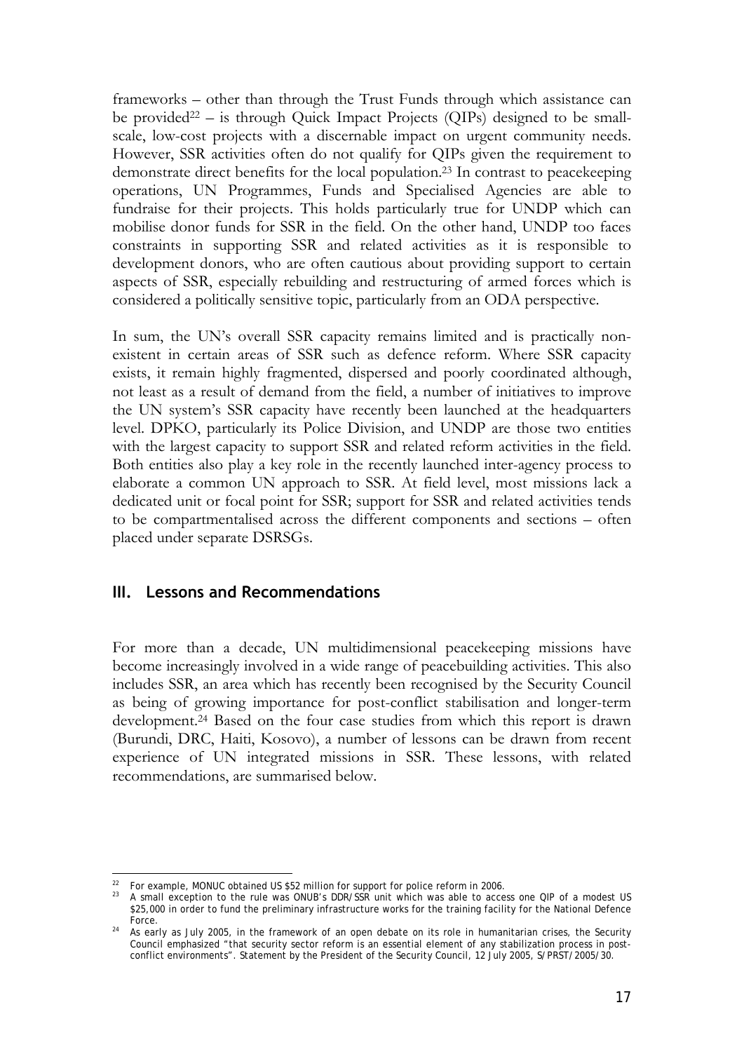frameworks – other than through the Trust Funds through which assistance can be provided[22] – is through Quick Impact Projects (QIPs) designed to be small-scale, low-cost projects with a discernable impact on urgent community needs. However, SSR activities often do not qualify for QIPs given the requirement to demonstrate direct benefits for the local population.[23] In contrast to peacekeeping operations, UN Programmes, Funds and Specialised Agencies are able to fundraise for their projects. This holds particularly true for UNDP which can mobilise donor funds for SSR in the field. On the other hand, UNDP too faces constraints in supporting SSR and related activities as it is responsible to development donors, who are often cautious about providing support to certain aspects of SSR, especially rebuilding and restructuring of armed forces which is considered a politically sensitive topic, particularly from an ODA perspective.

In sum, the UN's overall SSR capacity remains limited and is practically non-existent in certain areas of SSR such as defence reform. Where SSR capacity exists, it remain highly fragmented, dispersed and poorly coordinated although, not least as a result of demand from the field, a number of initiatives to improve the UN system's SSR capacity have recently been launched at the headquarters level. DPKO, particularly its Police Division, and UNDP are those two entities with the largest capacity to support SSR and related reform activities in the field. Both entities also play a key role in the recently launched inter-agency process to elaborate a common UN approach to SSR. At field level, most missions lack a dedicated unit or focal point for SSR; support for SSR and related activities tends to be compartmentalised across the different components and sections – often placed under separate DSRSGs.

## III. Lessons and Recommendations

For more than a decade, UN multidimensional peacekeeping missions have become increasingly involved in a wide range of peacebuilding activities. This also includes SSR, an area which has recently been recognised by the Security Council as being of growing importance for post-conflict stabilisation and longer-term development.[24] Based on the four case studies from which this report is drawn (Burundi, DRC, Haiti, Kosovo), a number of lessons can be drawn from recent experience of UN integrated missions in SSR. These lessons, with related recommendations, are summarised below.

---

[22] For example, MONUC obtained US $52 million for support for police reform in 2006.

[23] A small exception to the rule was ONUB's DDR/SSR unit which was able to access one QIP of a modest US $25,000 in order to fund the preliminary infrastructure works for the training facility for the National Defence Force.

[24] As early as July 2005, in the framework of an open debate on its role in humanitarian crises, the Security Council emphasized "that security sector reform is an essential element of any stabilization process in post-conflict environments". Statement by the President of the Security Council, 12 July 2005, S/PRST/2005/30.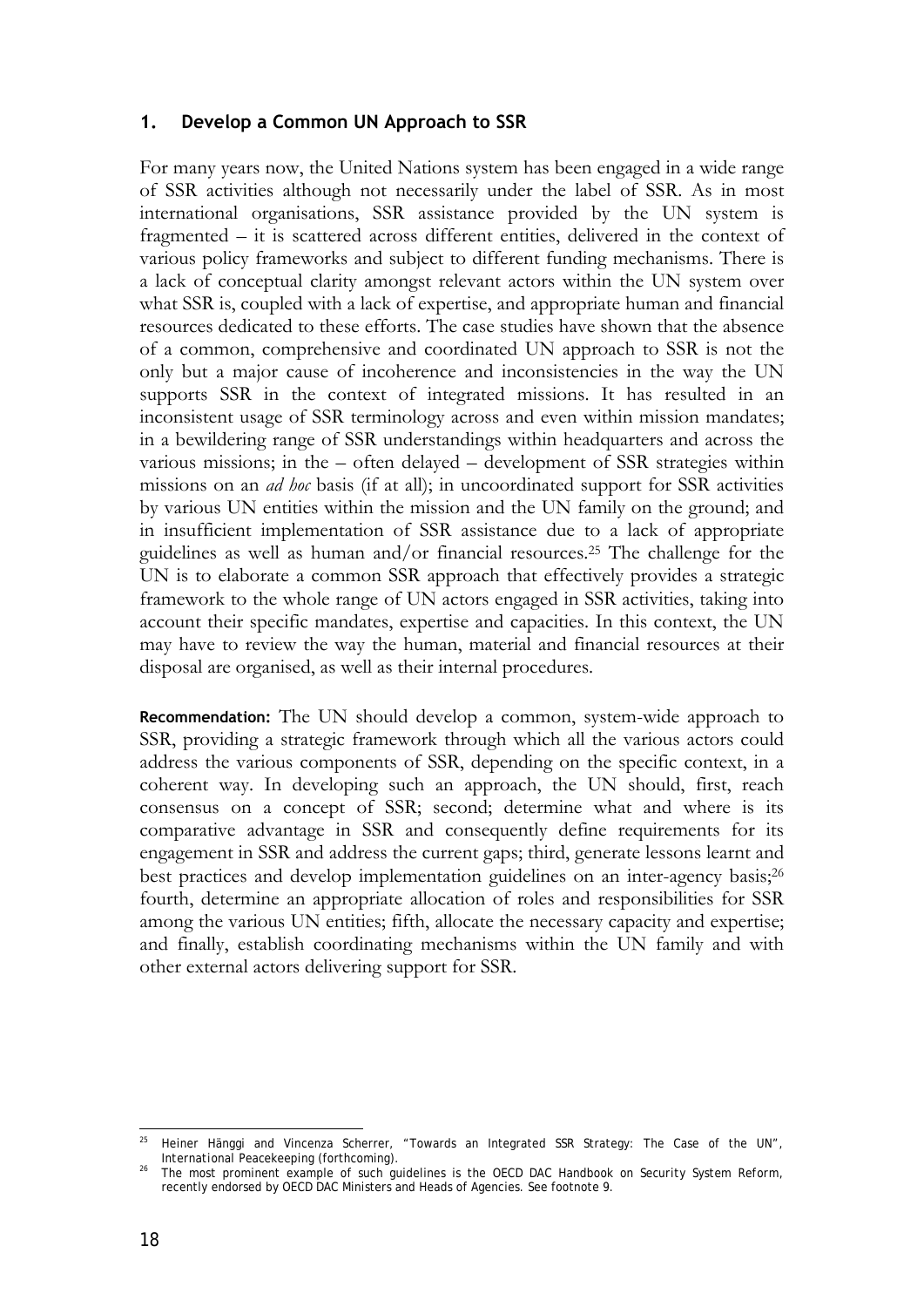### 1. Develop a Common UN Approach to SSR

For many years now, the United Nations system has been engaged in a wide range of SSR activities although not necessarily under the label of SSR. As in most international organisations, SSR assistance provided by the UN system is fragmented – it is scattered across different entities, delivered in the context of various policy frameworks and subject to different funding mechanisms. There is a lack of conceptual clarity amongst relevant actors within the UN system over what SSR is, coupled with a lack of expertise, and appropriate human and financial resources dedicated to these efforts. The case studies have shown that the absence of a common, comprehensive and coordinated UN approach to SSR is not the only but a major cause of incoherence and inconsistencies in the way the UN supports SSR in the context of integrated missions. It has resulted in an inconsistent usage of SSR terminology across and even within mission mandates; in a bewildering range of SSR understandings within headquarters and across the various missions; in the – often delayed – development of SSR strategies within missions on an *ad hoc* basis (if at all); in uncoordinated support for SSR activities by various UN entities within the mission and the UN family on the ground; and in insufficient implementation of SSR assistance due to a lack of appropriate guidelines as well as human and/or financial resources.[25] The challenge for the UN is to elaborate a common SSR approach that effectively provides a strategic framework to the whole range of UN actors engaged in SSR activities, taking into account their specific mandates, expertise and capacities. In this context, the UN may have to review the way the human, material and financial resources at their disposal are organised, as well as their internal procedures.

**Recommendation:** The UN should develop a common, system-wide approach to SSR, providing a strategic framework through which all the various actors could address the various components of SSR, depending on the specific context, in a coherent way. In developing such an approach, the UN should, first, reach consensus on a concept of SSR; second; determine what and where is its comparative advantage in SSR and consequently define requirements for its engagement in SSR and address the current gaps; third, generate lessons learnt and best practices and develop implementation guidelines on an inter-agency basis;[26] fourth, determine an appropriate allocation of roles and responsibilities for SSR among the various UN entities; fifth, allocate the necessary capacity and expertise; and finally, establish coordinating mechanisms within the UN family and with other external actors delivering support for SSR.

---

[25] Heiner Hänggi and Vincenza Scherrer, "Towards an Integrated SSR Strategy: The Case of the UN", International Peacekeeping (forthcoming).

[26] The most prominent example of such guidelines is the OECD DAC Handbook on Security System Reform, recently endorsed by OECD DAC Ministers and Heads of Agencies. See footnote 9.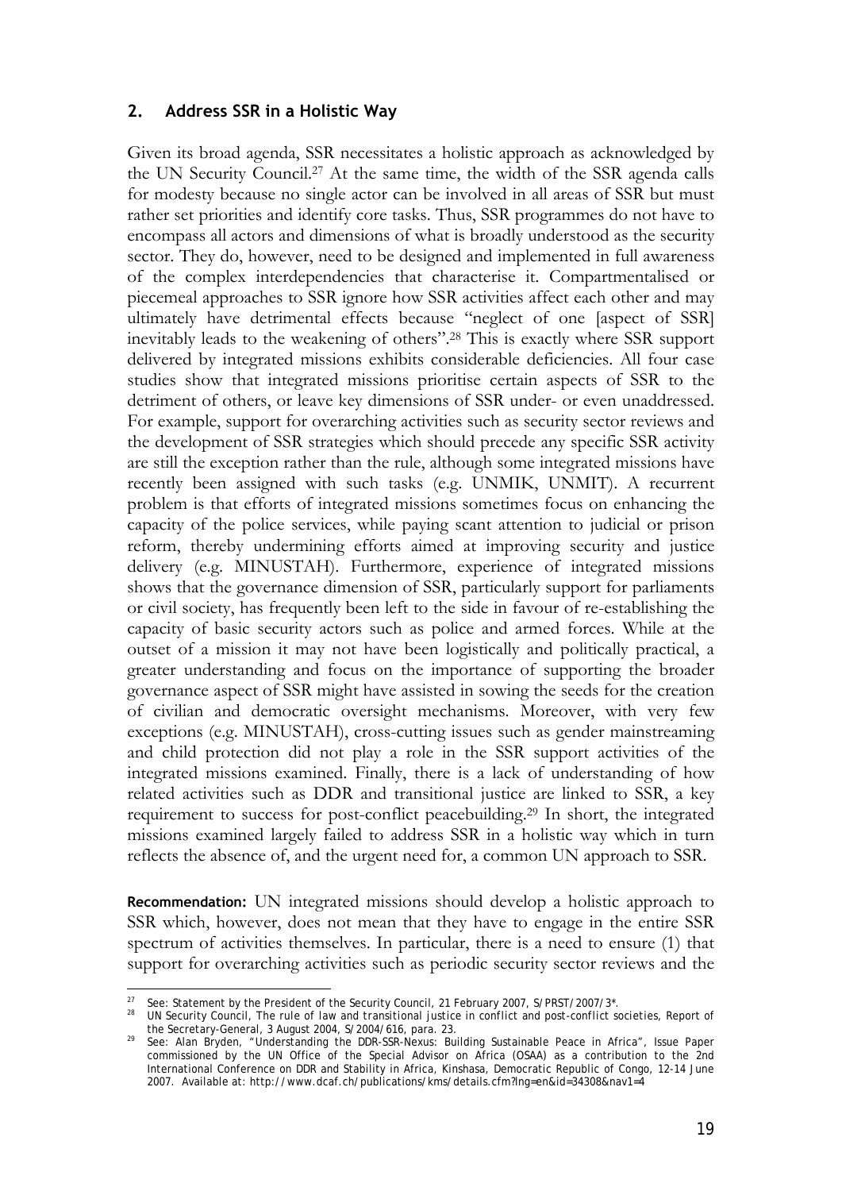## 2. Address SSR in a Holistic Way

Given its broad agenda, SSR necessitates a holistic approach as acknowledged by the UN Security Council.[27] At the same time, the width of the SSR agenda calls for modesty because no single actor can be involved in all areas of SSR but must rather set priorities and identify core tasks. Thus, SSR programmes do not have to encompass all actors and dimensions of what is broadly understood as the security sector. They do, however, need to be designed and implemented in full awareness of the complex interdependencies that characterise it. Compartmentalised or piecemeal approaches to SSR ignore how SSR activities affect each other and may ultimately have detrimental effects because "neglect of one [aspect of SSR] inevitably leads to the weakening of others".[28] This is exactly where SSR support delivered by integrated missions exhibits considerable deficiencies. All four case studies show that integrated missions prioritise certain aspects of SSR to the detriment of others, or leave key dimensions of SSR under- or even unaddressed. For example, support for overarching activities such as security sector reviews and the development of SSR strategies which should precede any specific SSR activity are still the exception rather than the rule, although some integrated missions have recently been assigned with such tasks (e.g. UNMIK, UNMIT). A recurrent problem is that efforts of integrated missions sometimes focus on enhancing the capacity of the police services, while paying scant attention to judicial or prison reform, thereby undermining efforts aimed at improving security and justice delivery (e.g. MINUSTAH). Furthermore, experience of integrated missions shows that the governance dimension of SSR, particularly support for parliaments or civil society, has frequently been left to the side in favour of re-establishing the capacity of basic security actors such as police and armed forces. While at the outset of a mission it may not have been logistically and politically practical, a greater understanding and focus on the importance of supporting the broader governance aspect of SSR might have assisted in sowing the seeds for the creation of civilian and democratic oversight mechanisms. Moreover, with very few exceptions (e.g. MINUSTAH), cross-cutting issues such as gender mainstreaming and child protection did not play a role in the SSR support activities of the integrated missions examined. Finally, there is a lack of understanding of how related activities such as DDR and transitional justice are linked to SSR, a key requirement to success for post-conflict peacebuilding.[29] In short, the integrated missions examined largely failed to address SSR in a holistic way which in turn reflects the absence of, and the urgent need for, a common UN approach to SSR.

**Recommendation:** UN integrated missions should develop a holistic approach to SSR which, however, does not mean that they have to engage in the entire SSR spectrum of activities themselves. In particular, there is a need to ensure (1) that support for overarching activities such as periodic security sector reviews and the

---

[27] See: Statement by the President of the Security Council, 21 February 2007, S/PRST/2007/3*.

[28] UN Security Council, *The rule of law and transitional justice in conflict and post-conflict societies*, Report of the Secretary-General, 3 August 2004, S/2004/616, para. 23.

[29] See: Alan Bryden, "Understanding the DDR-SSR-Nexus: Building Sustainable Peace in Africa", Issue Paper commissioned by the UN Office of the Special Advisor on Africa (OSAA) as a contribution to the 2nd International Conference on DDR and Stability in Africa, Kinshasa, Democratic Republic of Congo, 12-14 June 2007. Available at: http://www.dcaf.ch/publications/kms/details.cfm?lng=en&id=34308&nav1=4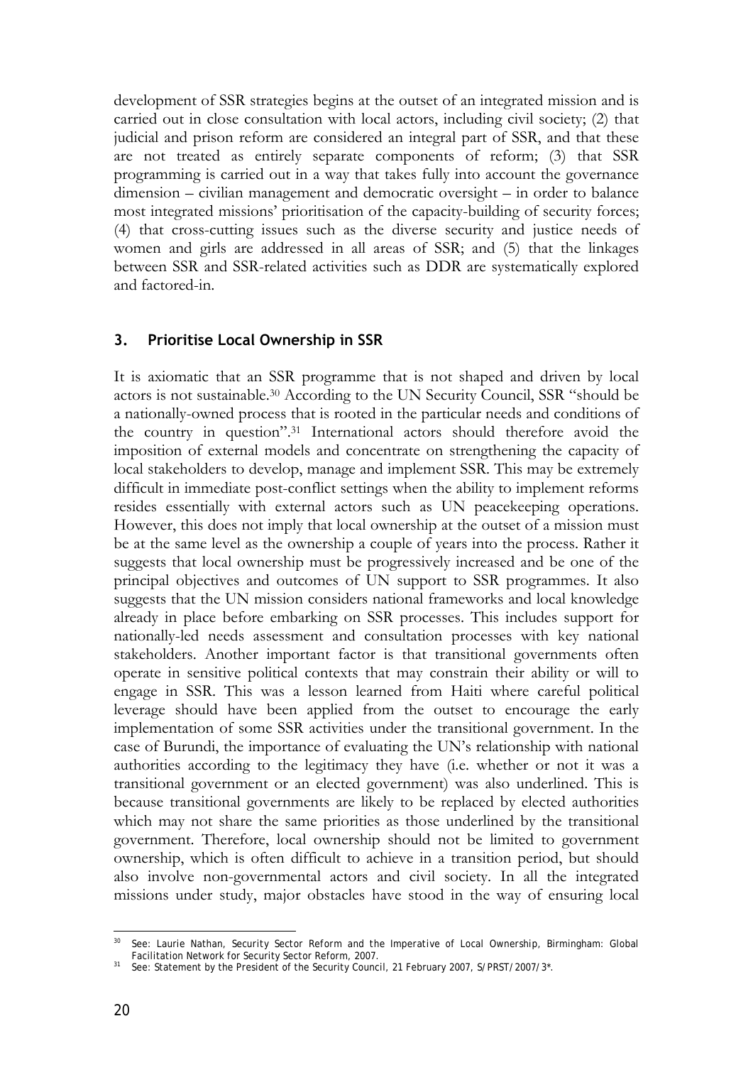development of SSR strategies begins at the outset of an integrated mission and is carried out in close consultation with local actors, including civil society; (2) that judicial and prison reform are considered an integral part of SSR, and that these are not treated as entirely separate components of reform; (3) that SSR programming is carried out in a way that takes fully into account the governance dimension – civilian management and democratic oversight – in order to balance most integrated missions' prioritisation of the capacity-building of security forces; (4) that cross-cutting issues such as the diverse security and justice needs of women and girls are addressed in all areas of SSR; and (5) that the linkages between SSR and SSR-related activities such as DDR are systematically explored and factored-in.

### 3. Prioritise Local Ownership in SSR

It is axiomatic that an SSR programme that is not shaped and driven by local actors is not sustainable.[30] According to the UN Security Council, SSR "should be a nationally-owned process that is rooted in the particular needs and conditions of the country in question".[31] International actors should therefore avoid the imposition of external models and concentrate on strengthening the capacity of local stakeholders to develop, manage and implement SSR. This may be extremely difficult in immediate post-conflict settings when the ability to implement reforms resides essentially with external actors such as UN peacekeeping operations. However, this does not imply that local ownership at the outset of a mission must be at the same level as the ownership a couple of years into the process. Rather it suggests that local ownership must be progressively increased and be one of the principal objectives and outcomes of UN support to SSR programmes. It also suggests that the UN mission considers national frameworks and local knowledge already in place before embarking on SSR processes. This includes support for nationally-led needs assessment and consultation processes with key national stakeholders. Another important factor is that transitional governments often operate in sensitive political contexts that may constrain their ability or will to engage in SSR. This was a lesson learned from Haiti where careful political leverage should have been applied from the outset to encourage the early implementation of some SSR activities under the transitional government. In the case of Burundi, the importance of evaluating the UN's relationship with national authorities according to the legitimacy they have (i.e. whether or not it was a transitional government or an elected government) was also underlined. This is because transitional governments are likely to be replaced by elected authorities which may not share the same priorities as those underlined by the transitional government. Therefore, local ownership should not be limited to government ownership, which is often difficult to achieve in a transition period, but should also involve non-governmental actors and civil society. In all the integrated missions under study, major obstacles have stood in the way of ensuring local

---

[30] See: Laurie Nathan, *Security Sector Reform and the Imperative of Local Ownership*, Birmingham: Global Facilitation Network for Security Sector Reform, 2007.

[31] See: Statement by the President of the Security Council, 21 February 2007, S/PRST/2007/3*.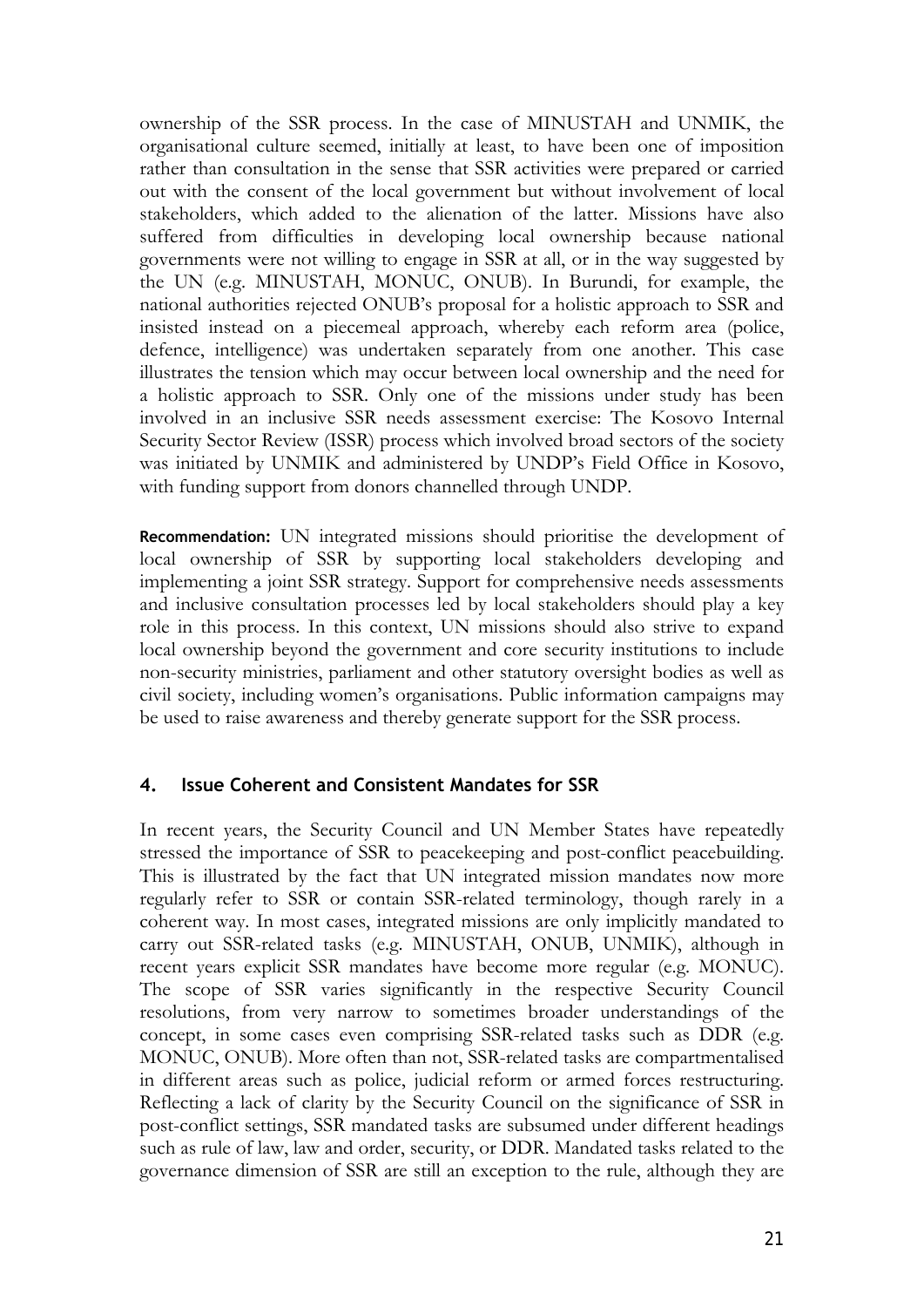ownership of the SSR process. In the case of MINUSTAH and UNMIK, the organisational culture seemed, initially at least, to have been one of imposition rather than consultation in the sense that SSR activities were prepared or carried out with the consent of the local government but without involvement of local stakeholders, which added to the alienation of the latter. Missions have also suffered from difficulties in developing local ownership because national governments were not willing to engage in SSR at all, or in the way suggested by the UN (e.g. MINUSTAH, MONUC, ONUB). In Burundi, for example, the national authorities rejected ONUB's proposal for a holistic approach to SSR and insisted instead on a piecemeal approach, whereby each reform area (police, defence, intelligence) was undertaken separately from one another. This case illustrates the tension which may occur between local ownership and the need for a holistic approach to SSR. Only one of the missions under study has been involved in an inclusive SSR needs assessment exercise: The Kosovo Internal Security Sector Review (ISSR) process which involved broad sectors of the society was initiated by UNMIK and administered by UNDP's Field Office in Kosovo, with funding support from donors channelled through UNDP.

**Recommendation:** UN integrated missions should prioritise the development of local ownership of SSR by supporting local stakeholders developing and implementing a joint SSR strategy. Support for comprehensive needs assessments and inclusive consultation processes led by local stakeholders should play a key role in this process. In this context, UN missions should also strive to expand local ownership beyond the government and core security institutions to include non-security ministries, parliament and other statutory oversight bodies as well as civil society, including women's organisations. Public information campaigns may be used to raise awareness and thereby generate support for the SSR process.

## 4. Issue Coherent and Consistent Mandates for SSR

In recent years, the Security Council and UN Member States have repeatedly stressed the importance of SSR to peacekeeping and post-conflict peacebuilding. This is illustrated by the fact that UN integrated mission mandates now more regularly refer to SSR or contain SSR-related terminology, though rarely in a coherent way. In most cases, integrated missions are only implicitly mandated to carry out SSR-related tasks (e.g. MINUSTAH, ONUB, UNMIK), although in recent years explicit SSR mandates have become more regular (e.g. MONUC). The scope of SSR varies significantly in the respective Security Council resolutions, from very narrow to sometimes broader understandings of the concept, in some cases even comprising SSR-related tasks such as DDR (e.g. MONUC, ONUB). More often than not, SSR-related tasks are compartmentalised in different areas such as police, judicial reform or armed forces restructuring. Reflecting a lack of clarity by the Security Council on the significance of SSR in post-conflict settings, SSR mandated tasks are subsumed under different headings such as rule of law, law and order, security, or DDR. Mandated tasks related to the governance dimension of SSR are still an exception to the rule, although they are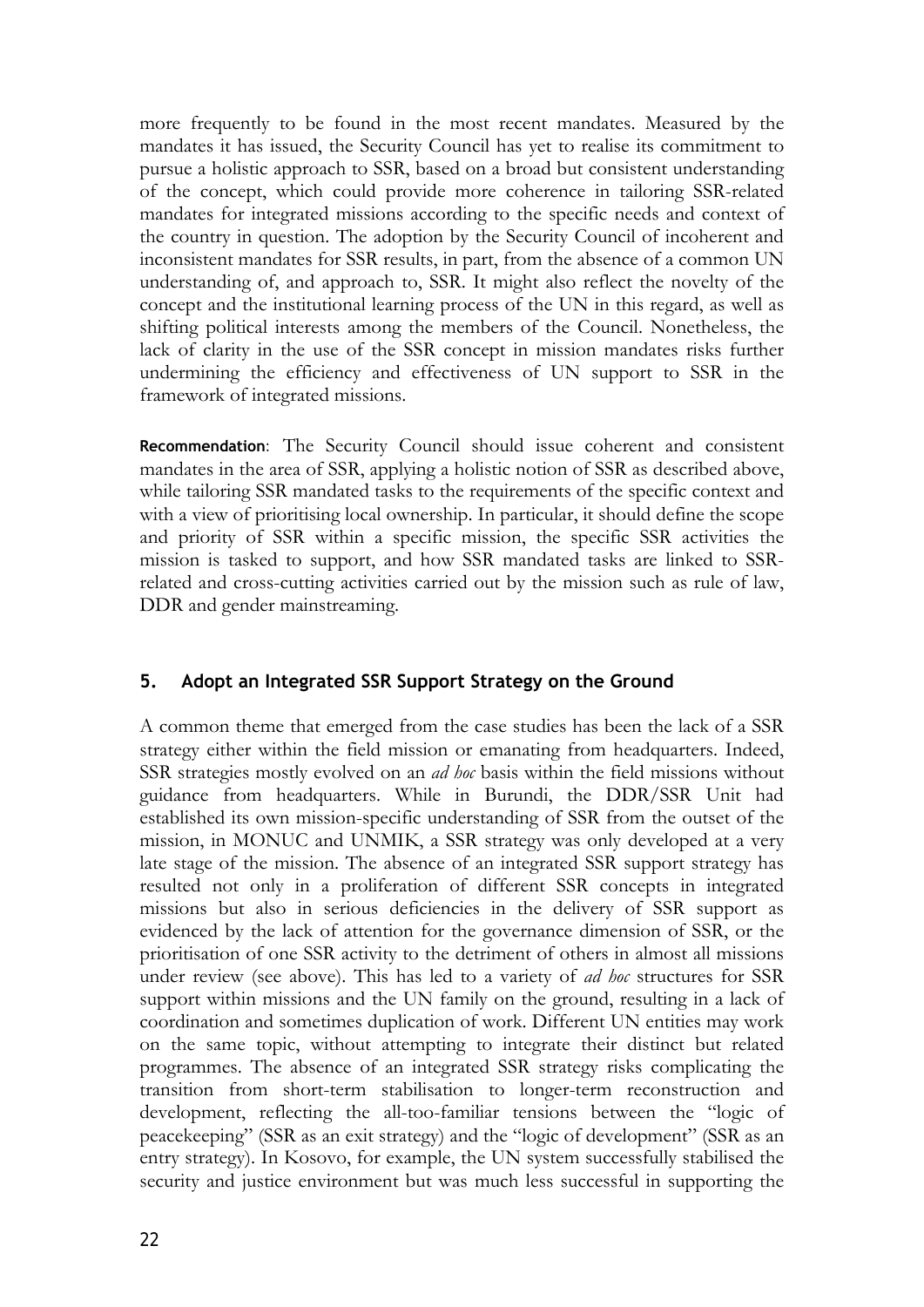more frequently to be found in the most recent mandates. Measured by the mandates it has issued, the Security Council has yet to realise its commitment to pursue a holistic approach to SSR, based on a broad but consistent understanding of the concept, which could provide more coherence in tailoring SSR-related mandates for integrated missions according to the specific needs and context of the country in question. The adoption by the Security Council of incoherent and inconsistent mandates for SSR results, in part, from the absence of a common UN understanding of, and approach to, SSR. It might also reflect the novelty of the concept and the institutional learning process of the UN in this regard, as well as shifting political interests among the members of the Council. Nonetheless, the lack of clarity in the use of the SSR concept in mission mandates risks further undermining the efficiency and effectiveness of UN support to SSR in the framework of integrated missions.

**Recommendation**: The Security Council should issue coherent and consistent mandates in the area of SSR, applying a holistic notion of SSR as described above, while tailoring SSR mandated tasks to the requirements of the specific context and with a view of prioritising local ownership. In particular, it should define the scope and priority of SSR within a specific mission, the specific SSR activities the mission is tasked to support, and how SSR mandated tasks are linked to SSR-related and cross-cutting activities carried out by the mission such as rule of law, DDR and gender mainstreaming.

## 5. Adopt an Integrated SSR Support Strategy on the Ground

A common theme that emerged from the case studies has been the lack of a SSR strategy either within the field mission or emanating from headquarters. Indeed, SSR strategies mostly evolved on an *ad hoc* basis within the field missions without guidance from headquarters. While in Burundi, the DDR/SSR Unit had established its own mission-specific understanding of SSR from the outset of the mission, in MONUC and UNMIK, a SSR strategy was only developed at a very late stage of the mission. The absence of an integrated SSR support strategy has resulted not only in a proliferation of different SSR concepts in integrated missions but also in serious deficiencies in the delivery of SSR support as evidenced by the lack of attention for the governance dimension of SSR, or the prioritisation of one SSR activity to the detriment of others in almost all missions under review (see above). This has led to a variety of *ad hoc* structures for SSR support within missions and the UN family on the ground, resulting in a lack of coordination and sometimes duplication of work. Different UN entities may work on the same topic, without attempting to integrate their distinct but related programmes. The absence of an integrated SSR strategy risks complicating the transition from short-term stabilisation to longer-term reconstruction and development, reflecting the all-too-familiar tensions between the "logic of peacekeeping" (SSR as an exit strategy) and the "logic of development" (SSR as an entry strategy). In Kosovo, for example, the UN system successfully stabilised the security and justice environment but was much less successful in supporting the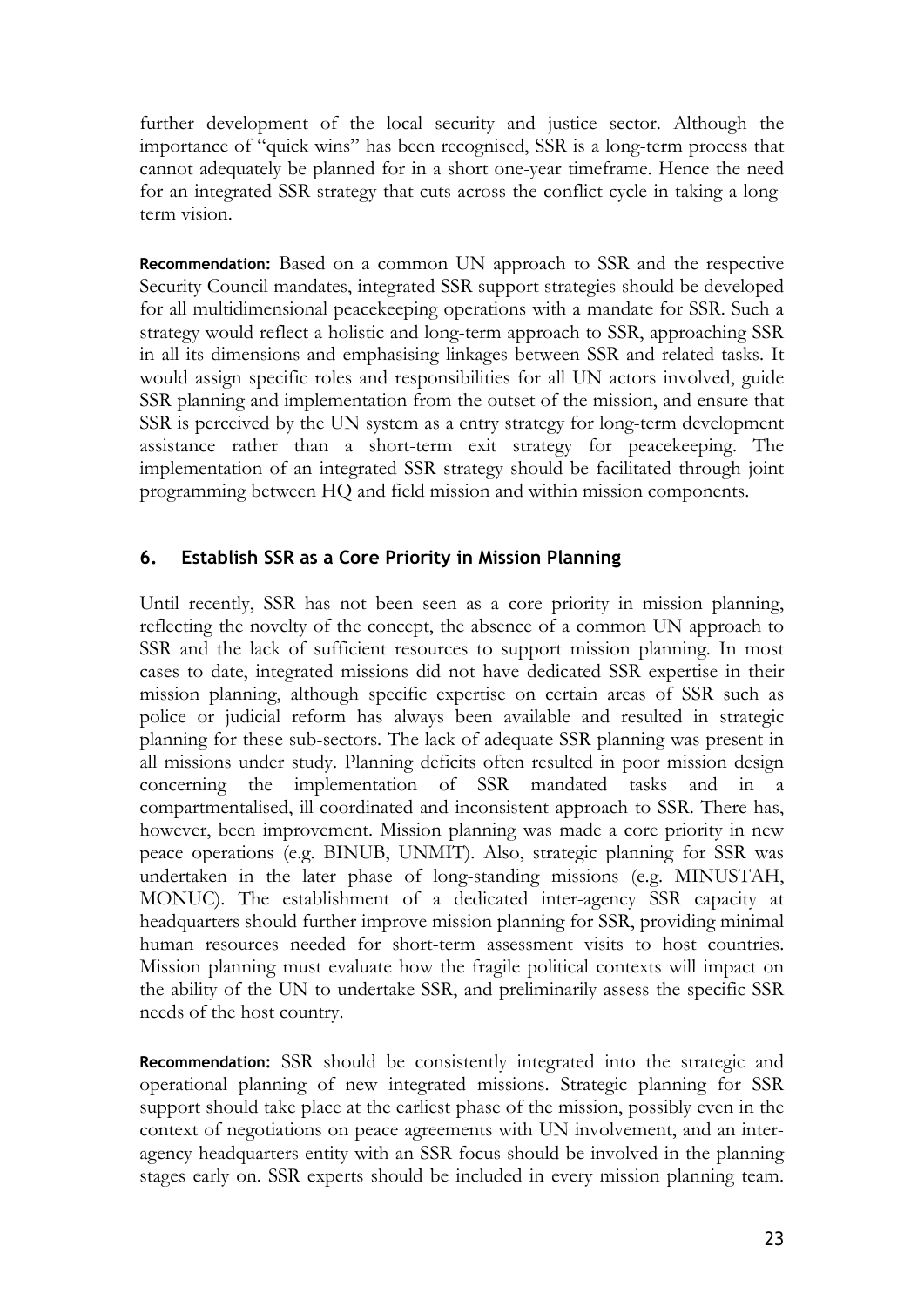further development of the local security and justice sector. Although the importance of "quick wins" has been recognised, SSR is a long-term process that cannot adequately be planned for in a short one-year timeframe. Hence the need for an integrated SSR strategy that cuts across the conflict cycle in taking a long-term vision.

**Recommendation:** Based on a common UN approach to SSR and the respective Security Council mandates, integrated SSR support strategies should be developed for all multidimensional peacekeeping operations with a mandate for SSR. Such a strategy would reflect a holistic and long-term approach to SSR, approaching SSR in all its dimensions and emphasising linkages between SSR and related tasks. It would assign specific roles and responsibilities for all UN actors involved, guide SSR planning and implementation from the outset of the mission, and ensure that SSR is perceived by the UN system as a entry strategy for long-term development assistance rather than a short-term exit strategy for peacekeeping. The implementation of an integrated SSR strategy should be facilitated through joint programming between HQ and field mission and within mission components.

## 6. Establish SSR as a Core Priority in Mission Planning

Until recently, SSR has not been seen as a core priority in mission planning, reflecting the novelty of the concept, the absence of a common UN approach to SSR and the lack of sufficient resources to support mission planning. In most cases to date, integrated missions did not have dedicated SSR expertise in their mission planning, although specific expertise on certain areas of SSR such as police or judicial reform has always been available and resulted in strategic planning for these sub-sectors. The lack of adequate SSR planning was present in all missions under study. Planning deficits often resulted in poor mission design concerning the implementation of SSR mandated tasks and in a compartmentalised, ill-coordinated and inconsistent approach to SSR. There has, however, been improvement. Mission planning was made a core priority in new peace operations (e.g. BINUB, UNMIT). Also, strategic planning for SSR was undertaken in the later phase of long-standing missions (e.g. MINUSTAH, MONUC). The establishment of a dedicated inter-agency SSR capacity at headquarters should further improve mission planning for SSR, providing minimal human resources needed for short-term assessment visits to host countries. Mission planning must evaluate how the fragile political contexts will impact on the ability of the UN to undertake SSR, and preliminarily assess the specific SSR needs of the host country.

**Recommendation:** SSR should be consistently integrated into the strategic and operational planning of new integrated missions. Strategic planning for SSR support should take place at the earliest phase of the mission, possibly even in the context of negotiations on peace agreements with UN involvement, and an inter-agency headquarters entity with an SSR focus should be involved in the planning stages early on. SSR experts should be included in every mission planning team.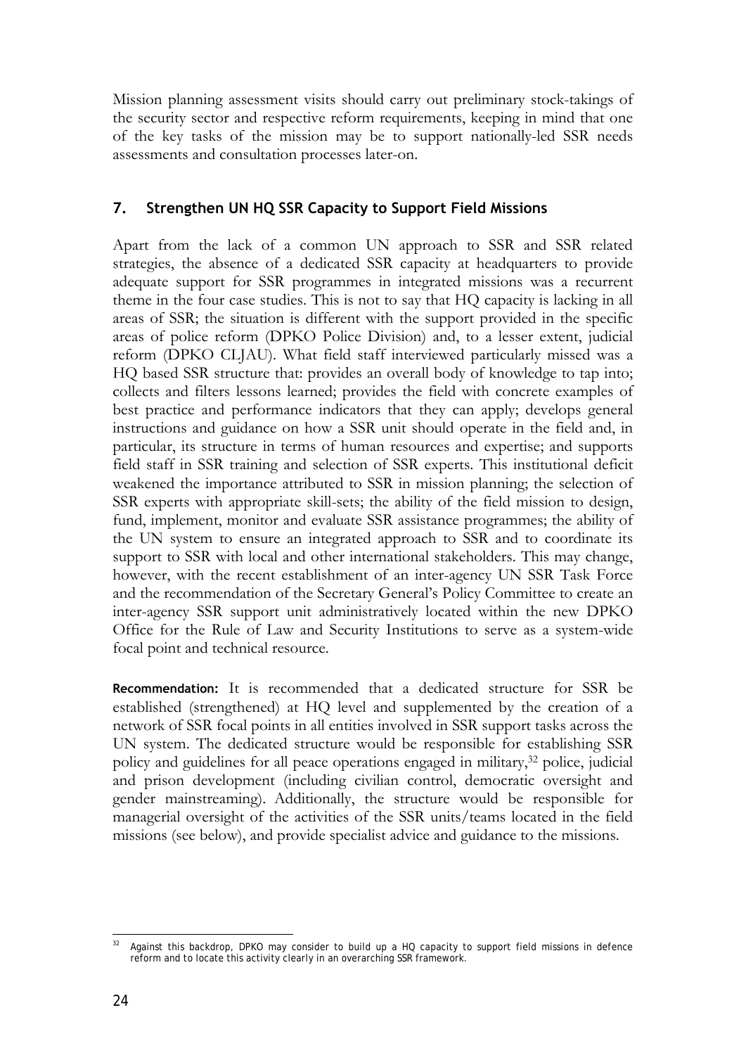Mission planning assessment visits should carry out preliminary stock-takings of the security sector and respective reform requirements, keeping in mind that one of the key tasks of the mission may be to support nationally-led SSR needs assessments and consultation processes later-on.

## 7. Strengthen UN HQ SSR Capacity to Support Field Missions

Apart from the lack of a common UN approach to SSR and SSR related strategies, the absence of a dedicated SSR capacity at headquarters to provide adequate support for SSR programmes in integrated missions was a recurrent theme in the four case studies. This is not to say that HQ capacity is lacking in all areas of SSR; the situation is different with the support provided in the specific areas of police reform (DPKO Police Division) and, to a lesser extent, judicial reform (DPKO CLJAU). What field staff interviewed particularly missed was a HQ based SSR structure that: provides an overall body of knowledge to tap into; collects and filters lessons learned; provides the field with concrete examples of best practice and performance indicators that they can apply; develops general instructions and guidance on how a SSR unit should operate in the field and, in particular, its structure in terms of human resources and expertise; and supports field staff in SSR training and selection of SSR experts. This institutional deficit weakened the importance attributed to SSR in mission planning; the selection of SSR experts with appropriate skill-sets; the ability of the field mission to design, fund, implement, monitor and evaluate SSR assistance programmes; the ability of the UN system to ensure an integrated approach to SSR and to coordinate its support to SSR with local and other international stakeholders. This may change, however, with the recent establishment of an inter-agency UN SSR Task Force and the recommendation of the Secretary General's Policy Committee to create an inter-agency SSR support unit administratively located within the new DPKO Office for the Rule of Law and Security Institutions to serve as a system-wide focal point and technical resource.

**Recommendation:** It is recommended that a dedicated structure for SSR be established (strengthened) at HQ level and supplemented by the creation of a network of SSR focal points in all entities involved in SSR support tasks across the UN system. The dedicated structure would be responsible for establishing SSR policy and guidelines for all peace operations engaged in military,[32] police, judicial and prison development (including civilian control, democratic oversight and gender mainstreaming). Additionally, the structure would be responsible for managerial oversight of the activities of the SSR units/teams located in the field missions (see below), and provide specialist advice and guidance to the missions.

---

[32] Against this backdrop, DPKO may consider to build up a HQ capacity to support field missions in defence reform and to locate this activity clearly in an overarching SSR framework.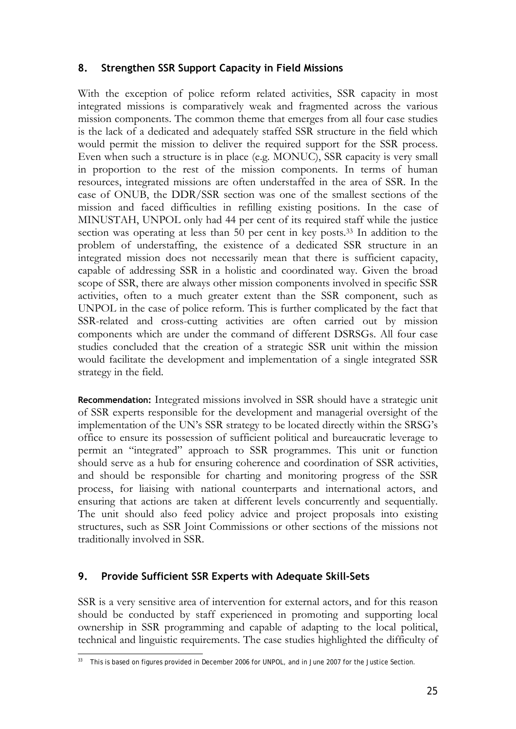## 8. Strengthen SSR Support Capacity in Field Missions

With the exception of police reform related activities, SSR capacity in most integrated missions is comparatively weak and fragmented across the various mission components. The common theme that emerges from all four case studies is the lack of a dedicated and adequately staffed SSR structure in the field which would permit the mission to deliver the required support for the SSR process. Even when such a structure is in place (e.g. MONUC), SSR capacity is very small in proportion to the rest of the mission components. In terms of human resources, integrated missions are often understaffed in the area of SSR. In the case of ONUB, the DDR/SSR section was one of the smallest sections of the mission and faced difficulties in refilling existing positions. In the case of MINUSTAH, UNPOL only had 44 per cent of its required staff while the justice section was operating at less than 50 per cent in key posts.[33] In addition to the problem of understaffing, the existence of a dedicated SSR structure in an integrated mission does not necessarily mean that there is sufficient capacity, capable of addressing SSR in a holistic and coordinated way. Given the broad scope of SSR, there are always other mission components involved in specific SSR activities, often to a much greater extent than the SSR component, such as UNPOL in the case of police reform. This is further complicated by the fact that SSR-related and cross-cutting activities are often carried out by mission components which are under the command of different DSRSGs. All four case studies concluded that the creation of a strategic SSR unit within the mission would facilitate the development and implementation of a single integrated SSR strategy in the field.

**Recommendation:** Integrated missions involved in SSR should have a strategic unit of SSR experts responsible for the development and managerial oversight of the implementation of the UN's SSR strategy to be located directly within the SRSG's office to ensure its possession of sufficient political and bureaucratic leverage to permit an "integrated" approach to SSR programmes. This unit or function should serve as a hub for ensuring coherence and coordination of SSR activities, and should be responsible for charting and monitoring progress of the SSR process, for liaising with national counterparts and international actors, and ensuring that actions are taken at different levels concurrently and sequentially. The unit should also feed policy advice and project proposals into existing structures, such as SSR Joint Commissions or other sections of the missions not traditionally involved in SSR.

## 9. Provide Sufficient SSR Experts with Adequate Skill-Sets

SSR is a very sensitive area of intervention for external actors, and for this reason should be conducted by staff experienced in promoting and supporting local ownership in SSR programming and capable of adapting to the local political, technical and linguistic requirements. The case studies highlighted the difficulty of

[33] This is based on figures provided in December 2006 for UNPOL, and in June 2007 for the Justice Section.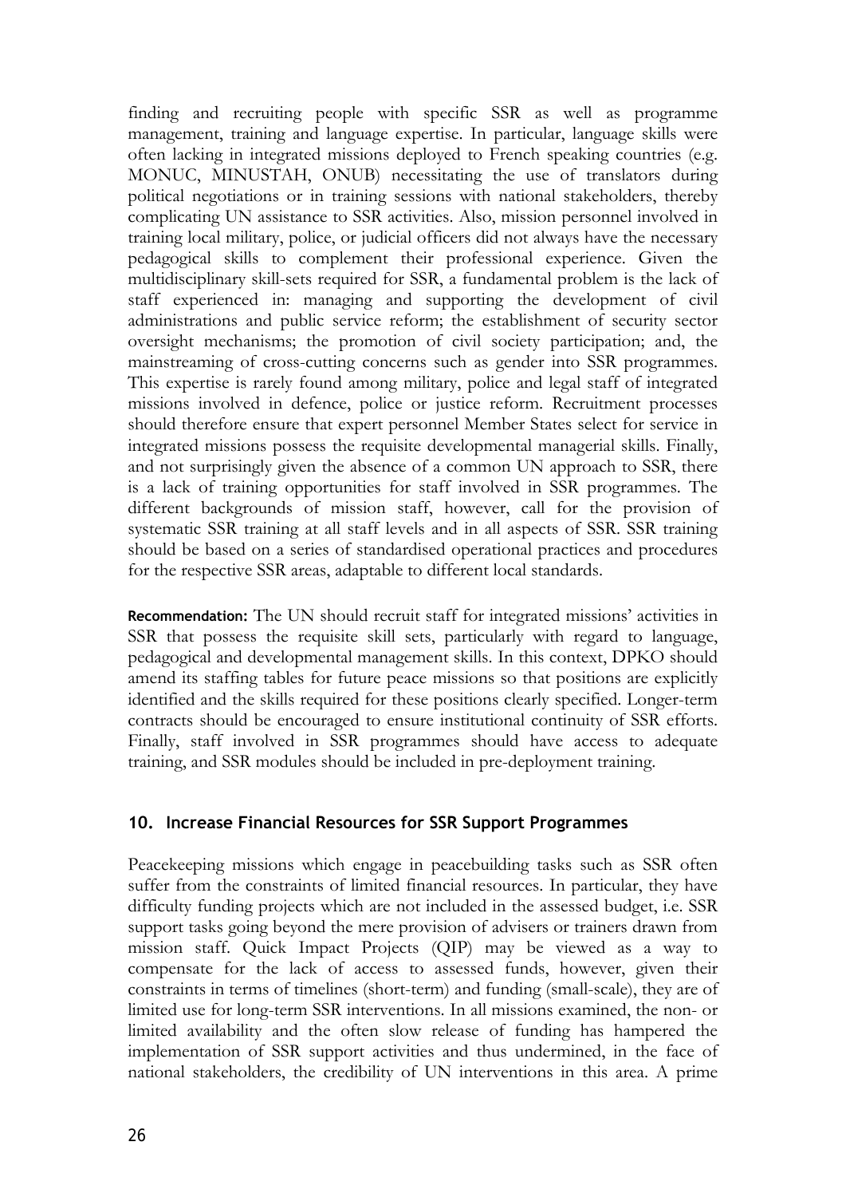finding and recruiting people with specific SSR as well as programme management, training and language expertise. In particular, language skills were often lacking in integrated missions deployed to French speaking countries (e.g. MONUC, MINUSTAH, ONUB) necessitating the use of translators during political negotiations or in training sessions with national stakeholders, thereby complicating UN assistance to SSR activities. Also, mission personnel involved in training local military, police, or judicial officers did not always have the necessary pedagogical skills to complement their professional experience. Given the multidisciplinary skill-sets required for SSR, a fundamental problem is the lack of staff experienced in: managing and supporting the development of civil administrations and public service reform; the establishment of security sector oversight mechanisms; the promotion of civil society participation; and, the mainstreaming of cross-cutting concerns such as gender into SSR programmes. This expertise is rarely found among military, police and legal staff of integrated missions involved in defence, police or justice reform. Recruitment processes should therefore ensure that expert personnel Member States select for service in integrated missions possess the requisite developmental managerial skills. Finally, and not surprisingly given the absence of a common UN approach to SSR, there is a lack of training opportunities for staff involved in SSR programmes. The different backgrounds of mission staff, however, call for the provision of systematic SSR training at all staff levels and in all aspects of SSR. SSR training should be based on a series of standardised operational practices and procedures for the respective SSR areas, adaptable to different local standards.

**Recommendation:** The UN should recruit staff for integrated missions' activities in SSR that possess the requisite skill sets, particularly with regard to language, pedagogical and developmental management skills. In this context, DPKO should amend its staffing tables for future peace missions so that positions are explicitly identified and the skills required for these positions clearly specified. Longer-term contracts should be encouraged to ensure institutional continuity of SSR efforts. Finally, staff involved in SSR programmes should have access to adequate training, and SSR modules should be included in pre-deployment training.

## 10. Increase Financial Resources for SSR Support Programmes

Peacekeeping missions which engage in peacebuilding tasks such as SSR often suffer from the constraints of limited financial resources. In particular, they have difficulty funding projects which are not included in the assessed budget, i.e. SSR support tasks going beyond the mere provision of advisers or trainers drawn from mission staff. Quick Impact Projects (QIP) may be viewed as a way to compensate for the lack of access to assessed funds, however, given their constraints in terms of timelines (short-term) and funding (small-scale), they are of limited use for long-term SSR interventions. In all missions examined, the non- or limited availability and the often slow release of funding has hampered the implementation of SSR support activities and thus undermined, in the face of national stakeholders, the credibility of UN interventions in this area. A prime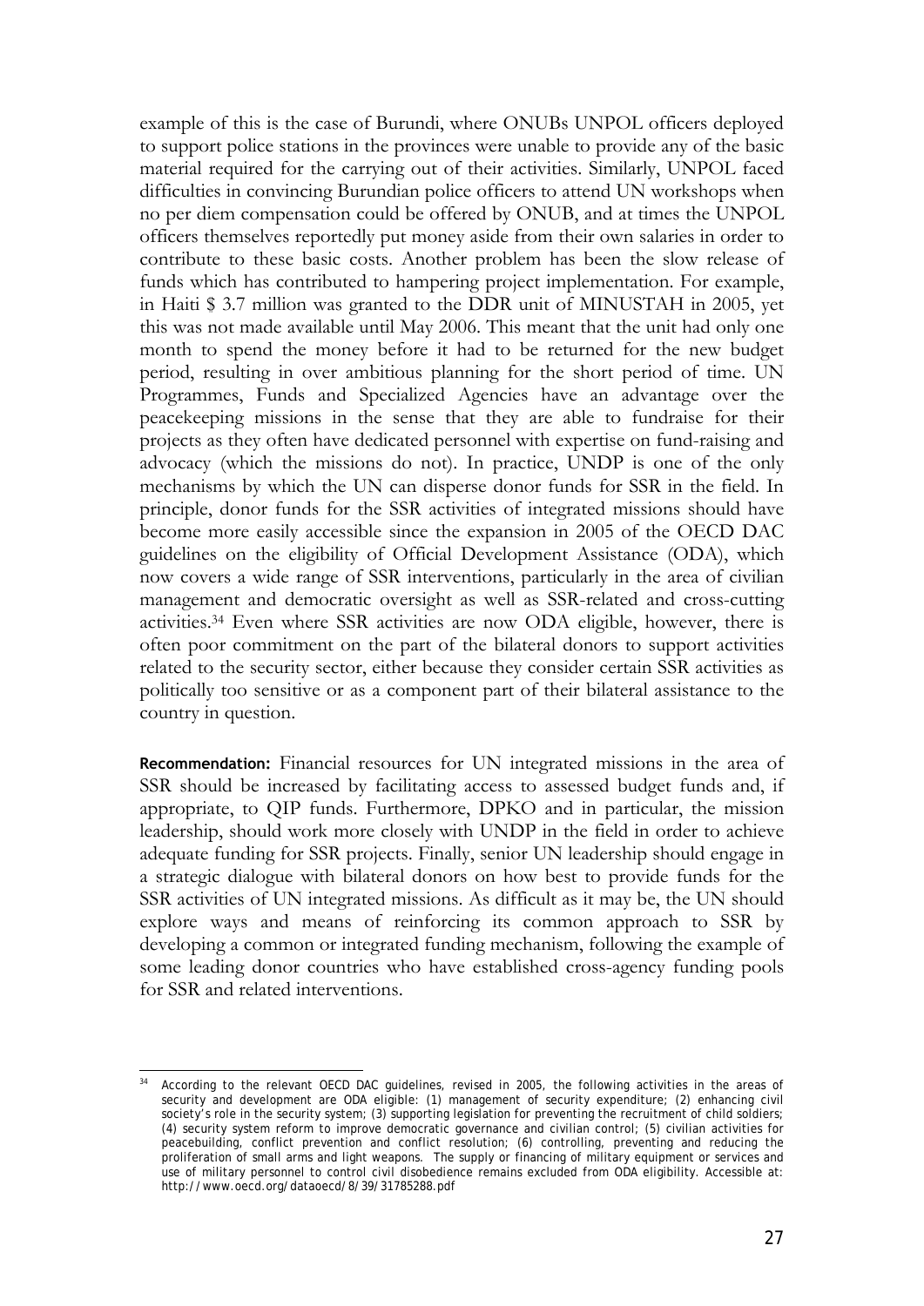example of this is the case of Burundi, where ONUBs UNPOL officers deployed to support police stations in the provinces were unable to provide any of the basic material required for the carrying out of their activities. Similarly, UNPOL faced difficulties in convincing Burundian police officers to attend UN workshops when no per diem compensation could be offered by ONUB, and at times the UNPOL officers themselves reportedly put money aside from their own salaries in order to contribute to these basic costs. Another problem has been the slow release of funds which has contributed to hampering project implementation. For example, in Haiti $ 3.7 million was granted to the DDR unit of MINUSTAH in 2005, yet this was not made available until May 2006. This meant that the unit had only one month to spend the money before it had to be returned for the new budget period, resulting in over ambitious planning for the short period of time. UN Programmes, Funds and Specialized Agencies have an advantage over the peacekeeping missions in the sense that they are able to fundraise for their projects as they often have dedicated personnel with expertise on fund-raising and advocacy (which the missions do not). In practice, UNDP is one of the only mechanisms by which the UN can disperse donor funds for SSR in the field. In principle, donor funds for the SSR activities of integrated missions should have become more easily accessible since the expansion in 2005 of the OECD DAC guidelines on the eligibility of Official Development Assistance (ODA), which now covers a wide range of SSR interventions, particularly in the area of civilian management and democratic oversight as well as SSR-related and cross-cutting activities.[34] Even where SSR activities are now ODA eligible, however, there is often poor commitment on the part of the bilateral donors to support activities related to the security sector, either because they consider certain SSR activities as politically too sensitive or as a component part of their bilateral assistance to the country in question.

**Recommendation:** Financial resources for UN integrated missions in the area of SSR should be increased by facilitating access to assessed budget funds and, if appropriate, to QIP funds. Furthermore, DPKO and in particular, the mission leadership, should work more closely with UNDP in the field in order to achieve adequate funding for SSR projects. Finally, senior UN leadership should engage in a strategic dialogue with bilateral donors on how best to provide funds for the SSR activities of UN integrated missions. As difficult as it may be, the UN should explore ways and means of reinforcing its common approach to SSR by developing a common or integrated funding mechanism, following the example of some leading donor countries who have established cross-agency funding pools for SSR and related interventions.

---

[34] According to the relevant OECD DAC guidelines, revised in 2005, the following activities in the areas of security and development are ODA eligible: (1) management of security expenditure; (2) enhancing civil society's role in the security system; (3) supporting legislation for preventing the recruitment of child soldiers; (4) security system reform to improve democratic governance and civilian control; (5) civilian activities for peacebuilding, conflict prevention and conflict resolution; (6) controlling, preventing and reducing the proliferation of small arms and light weapons. The supply or financing of military equipment or services and use of military personnel to control civil disobedience remains excluded from ODA eligibility. Accessible at: http://www.oecd.org/dataoecd/8/39/31785288.pdf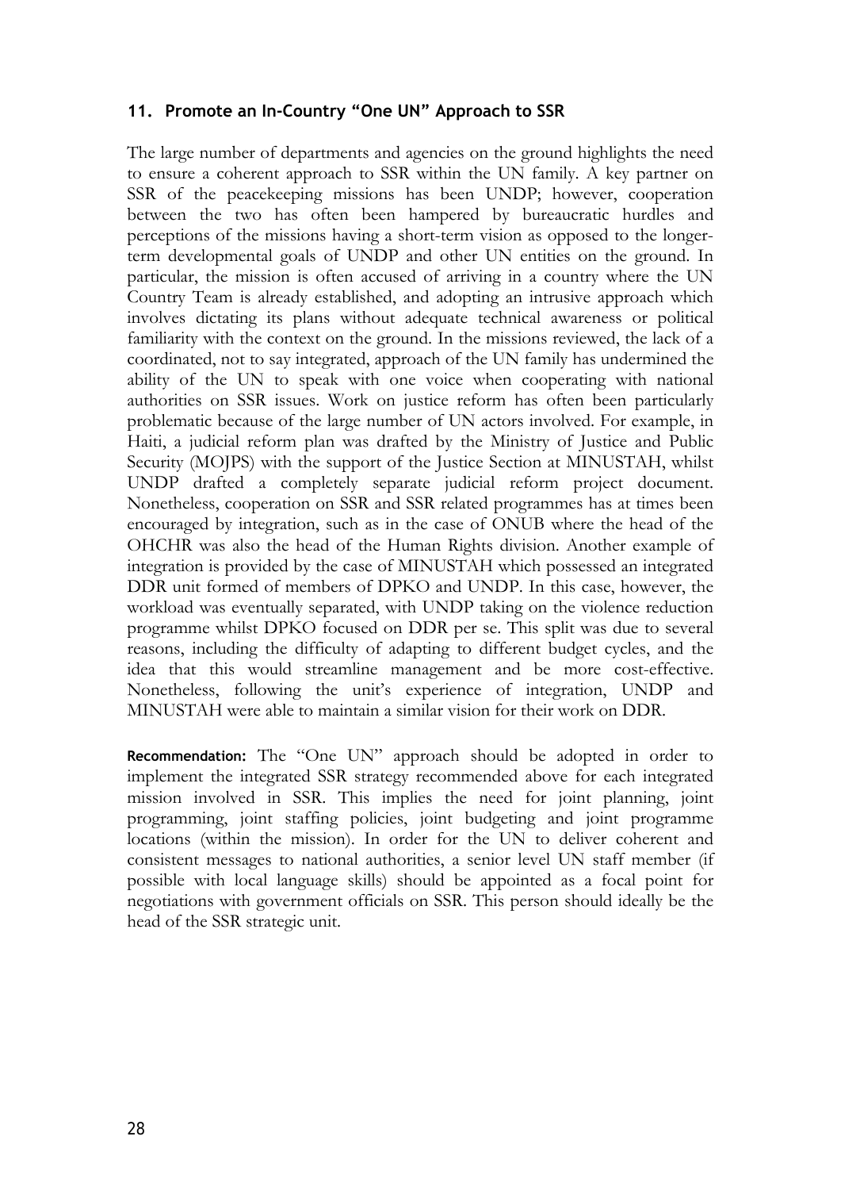## 11. Promote an In-Country "One UN" Approach to SSR

The large number of departments and agencies on the ground highlights the need to ensure a coherent approach to SSR within the UN family. A key partner on SSR of the peacekeeping missions has been UNDP; however, cooperation between the two has often been hampered by bureaucratic hurdles and perceptions of the missions having a short-term vision as opposed to the longer-term developmental goals of UNDP and other UN entities on the ground. In particular, the mission is often accused of arriving in a country where the UN Country Team is already established, and adopting an intrusive approach which involves dictating its plans without adequate technical awareness or political familiarity with the context on the ground. In the missions reviewed, the lack of a coordinated, not to say integrated, approach of the UN family has undermined the ability of the UN to speak with one voice when cooperating with national authorities on SSR issues. Work on justice reform has often been particularly problematic because of the large number of UN actors involved. For example, in Haiti, a judicial reform plan was drafted by the Ministry of Justice and Public Security (MOJPS) with the support of the Justice Section at MINUSTAH, whilst UNDP drafted a completely separate judicial reform project document. Nonetheless, cooperation on SSR and SSR related programmes has at times been encouraged by integration, such as in the case of ONUB where the head of the OHCHR was also the head of the Human Rights division. Another example of integration is provided by the case of MINUSTAH which possessed an integrated DDR unit formed of members of DPKO and UNDP. In this case, however, the workload was eventually separated, with UNDP taking on the violence reduction programme whilst DPKO focused on DDR per se. This split was due to several reasons, including the difficulty of adapting to different budget cycles, and the idea that this would streamline management and be more cost-effective. Nonetheless, following the unit's experience of integration, UNDP and MINUSTAH were able to maintain a similar vision for their work on DDR.

**Recommendation:** The "One UN" approach should be adopted in order to implement the integrated SSR strategy recommended above for each integrated mission involved in SSR. This implies the need for joint planning, joint programming, joint staffing policies, joint budgeting and joint programme locations (within the mission). In order for the UN to deliver coherent and consistent messages to national authorities, a senior level UN staff member (if possible with local language skills) should be appointed as a focal point for negotiations with government officials on SSR. This person should ideally be the head of the SSR strategic unit.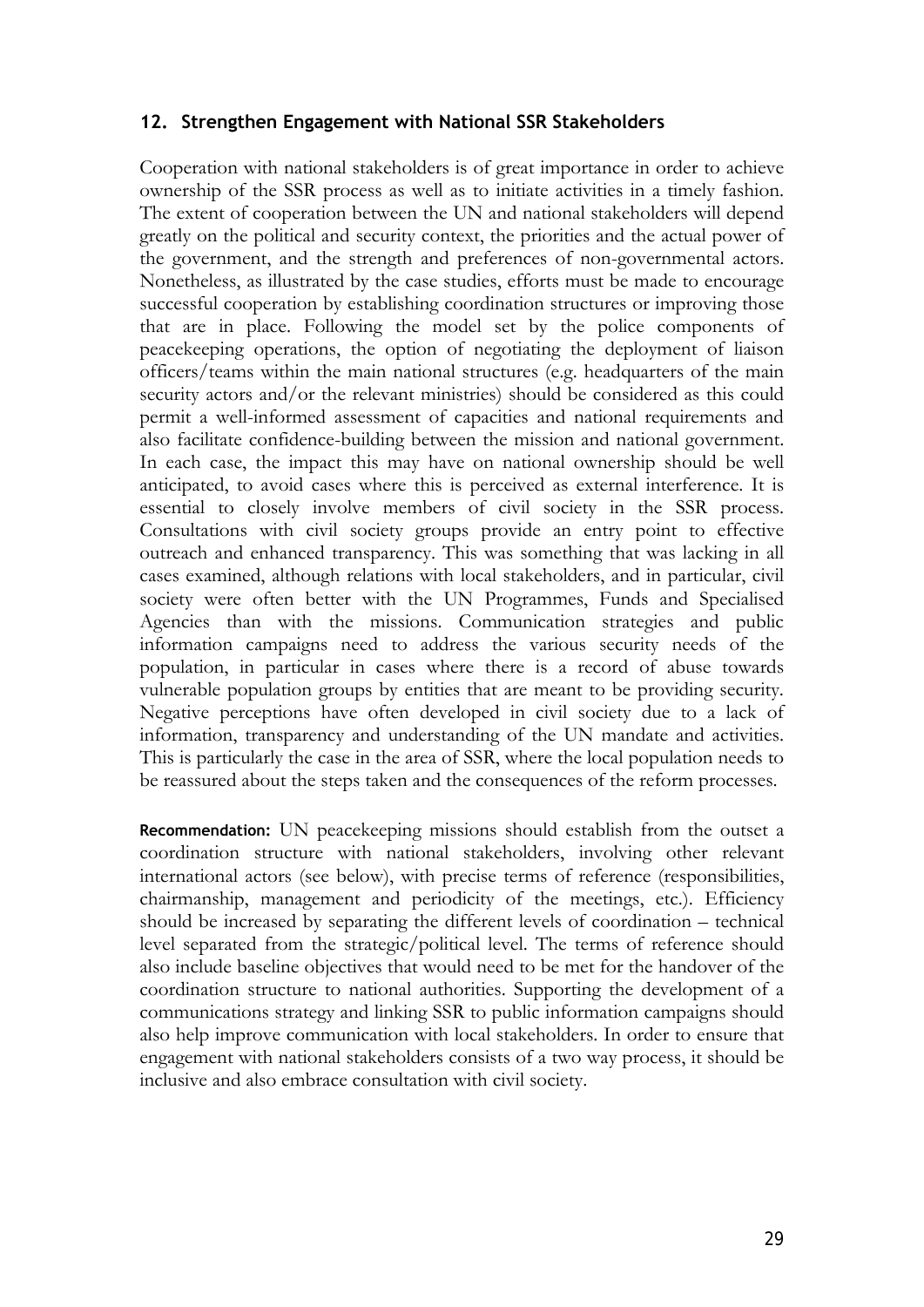## 12. Strengthen Engagement with National SSR Stakeholders

Cooperation with national stakeholders is of great importance in order to achieve ownership of the SSR process as well as to initiate activities in a timely fashion. The extent of cooperation between the UN and national stakeholders will depend greatly on the political and security context, the priorities and the actual power of the government, and the strength and preferences of non-governmental actors. Nonetheless, as illustrated by the case studies, efforts must be made to encourage successful cooperation by establishing coordination structures or improving those that are in place. Following the model set by the police components of peacekeeping operations, the option of negotiating the deployment of liaison officers/teams within the main national structures (e.g. headquarters of the main security actors and/or the relevant ministries) should be considered as this could permit a well-informed assessment of capacities and national requirements and also facilitate confidence-building between the mission and national government. In each case, the impact this may have on national ownership should be well anticipated, to avoid cases where this is perceived as external interference. It is essential to closely involve members of civil society in the SSR process. Consultations with civil society groups provide an entry point to effective outreach and enhanced transparency. This was something that was lacking in all cases examined, although relations with local stakeholders, and in particular, civil society were often better with the UN Programmes, Funds and Specialised Agencies than with the missions. Communication strategies and public information campaigns need to address the various security needs of the population, in particular in cases where there is a record of abuse towards vulnerable population groups by entities that are meant to be providing security. Negative perceptions have often developed in civil society due to a lack of information, transparency and understanding of the UN mandate and activities. This is particularly the case in the area of SSR, where the local population needs to be reassured about the steps taken and the consequences of the reform processes.

**Recommendation:** UN peacekeeping missions should establish from the outset a coordination structure with national stakeholders, involving other relevant international actors (see below), with precise terms of reference (responsibilities, chairmanship, management and periodicity of the meetings, etc.). Efficiency should be increased by separating the different levels of coordination – technical level separated from the strategic/political level. The terms of reference should also include baseline objectives that would need to be met for the handover of the coordination structure to national authorities. Supporting the development of a communications strategy and linking SSR to public information campaigns should also help improve communication with local stakeholders. In order to ensure that engagement with national stakeholders consists of a two way process, it should be inclusive and also embrace consultation with civil society.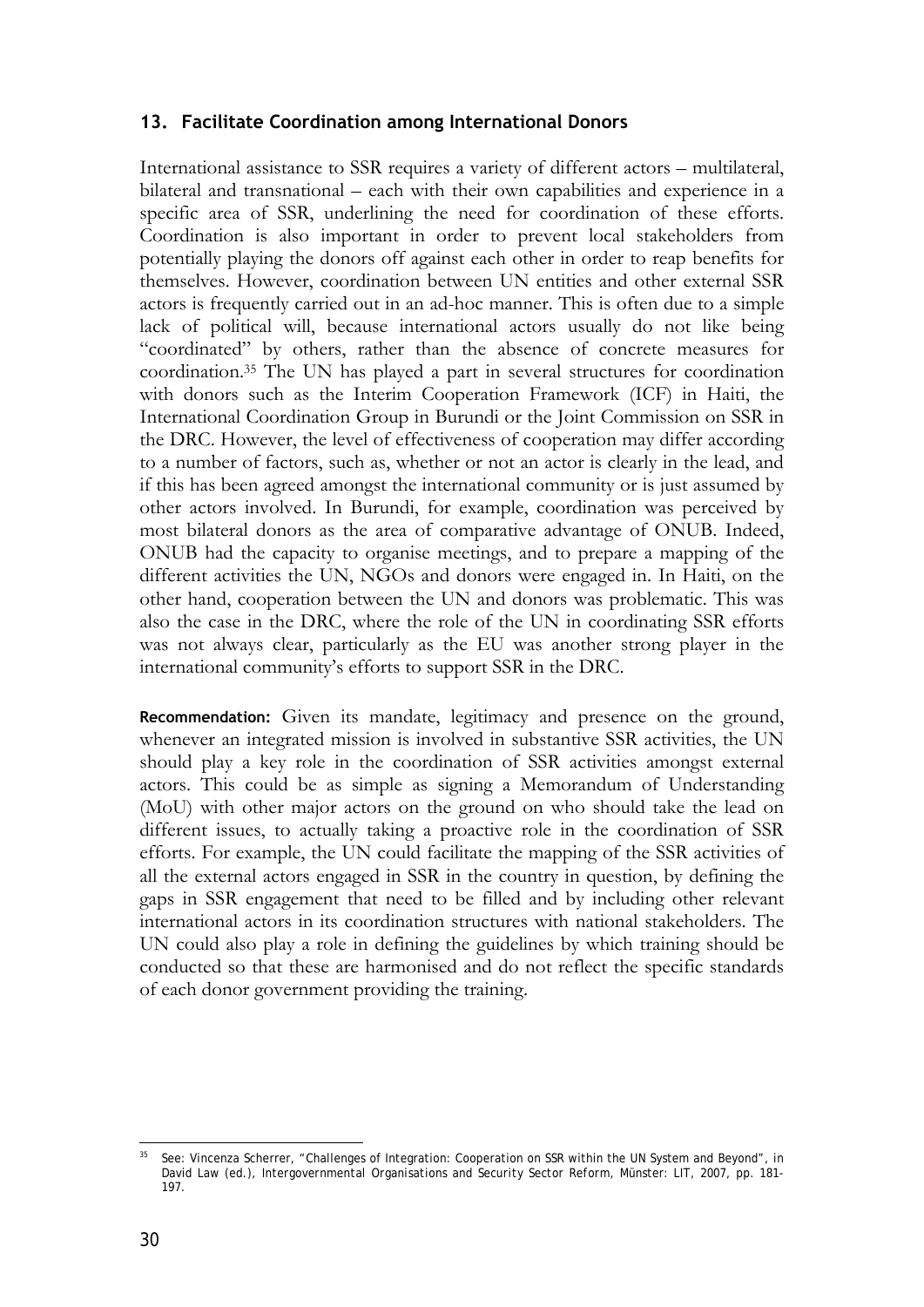## 13. Facilitate Coordination among International Donors

International assistance to SSR requires a variety of different actors – multilateral, bilateral and transnational – each with their own capabilities and experience in a specific area of SSR, underlining the need for coordination of these efforts. Coordination is also important in order to prevent local stakeholders from potentially playing the donors off against each other in order to reap benefits for themselves. However, coordination between UN entities and other external SSR actors is frequently carried out in an ad-hoc manner. This is often due to a simple lack of political will, because international actors usually do not like being "coordinated" by others, rather than the absence of concrete measures for coordination.[35] The UN has played a part in several structures for coordination with donors such as the Interim Cooperation Framework (ICF) in Haiti, the International Coordination Group in Burundi or the Joint Commission on SSR in the DRC. However, the level of effectiveness of cooperation may differ according to a number of factors, such as, whether or not an actor is clearly in the lead, and if this has been agreed amongst the international community or is just assumed by other actors involved. In Burundi, for example, coordination was perceived by most bilateral donors as the area of comparative advantage of ONUB. Indeed, ONUB had the capacity to organise meetings, and to prepare a mapping of the different activities the UN, NGOs and donors were engaged in. In Haiti, on the other hand, cooperation between the UN and donors was problematic. This was also the case in the DRC, where the role of the UN in coordinating SSR efforts was not always clear, particularly as the EU was another strong player in the international community's efforts to support SSR in the DRC.

**Recommendation:** Given its mandate, legitimacy and presence on the ground, whenever an integrated mission is involved in substantive SSR activities, the UN should play a key role in the coordination of SSR activities amongst external actors. This could be as simple as signing a Memorandum of Understanding (MoU) with other major actors on the ground on who should take the lead on different issues, to actually taking a proactive role in the coordination of SSR efforts. For example, the UN could facilitate the mapping of the SSR activities of all the external actors engaged in SSR in the country in question, by defining the gaps in SSR engagement that need to be filled and by including other relevant international actors in its coordination structures with national stakeholders. The UN could also play a role in defining the guidelines by which training should be conducted so that these are harmonised and do not reflect the specific standards of each donor government providing the training.

[35] See: Vincenza Scherrer, "Challenges of Integration: Cooperation on SSR within the UN System and Beyond", in David Law (ed.), Intergovernmental Organisations and Security Sector Reform, Münster: LIT, 2007, pp. 181-197.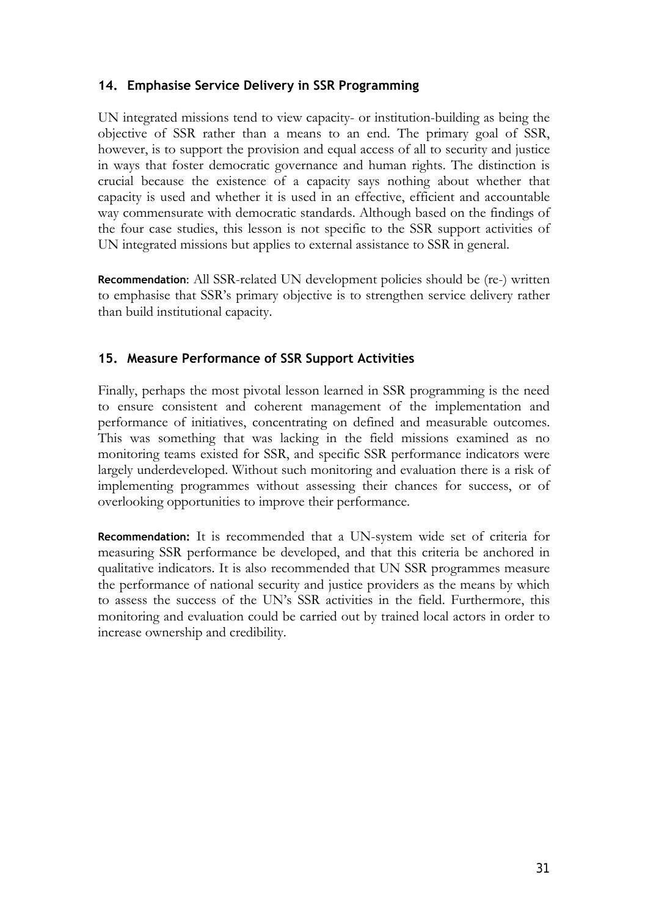### 14. Emphasise Service Delivery in SSR Programming

UN integrated missions tend to view capacity- or institution-building as being the objective of SSR rather than a means to an end. The primary goal of SSR, however, is to support the provision and equal access of all to security and justice in ways that foster democratic governance and human rights. The distinction is crucial because the existence of a capacity says nothing about whether that capacity is used and whether it is used in an effective, efficient and accountable way commensurate with democratic standards. Although based on the findings of the four case studies, this lesson is not specific to the SSR support activities of UN integrated missions but applies to external assistance to SSR in general.

**Recommendation**: All SSR-related UN development policies should be (re-) written to emphasise that SSR's primary objective is to strengthen service delivery rather than build institutional capacity.

### 15. Measure Performance of SSR Support Activities

Finally, perhaps the most pivotal lesson learned in SSR programming is the need to ensure consistent and coherent management of the implementation and performance of initiatives, concentrating on defined and measurable outcomes. This was something that was lacking in the field missions examined as no monitoring teams existed for SSR, and specific SSR performance indicators were largely underdeveloped. Without such monitoring and evaluation there is a risk of implementing programmes without assessing their chances for success, or of overlooking opportunities to improve their performance.

**Recommendation:** It is recommended that a UN-system wide set of criteria for measuring SSR performance be developed, and that this criteria be anchored in qualitative indicators. It is also recommended that UN SSR programmes measure the performance of national security and justice providers as the means by which to assess the success of the UN's SSR activities in the field. Furthermore, this monitoring and evaluation could be carried out by trained local actors in order to increase ownership and credibility.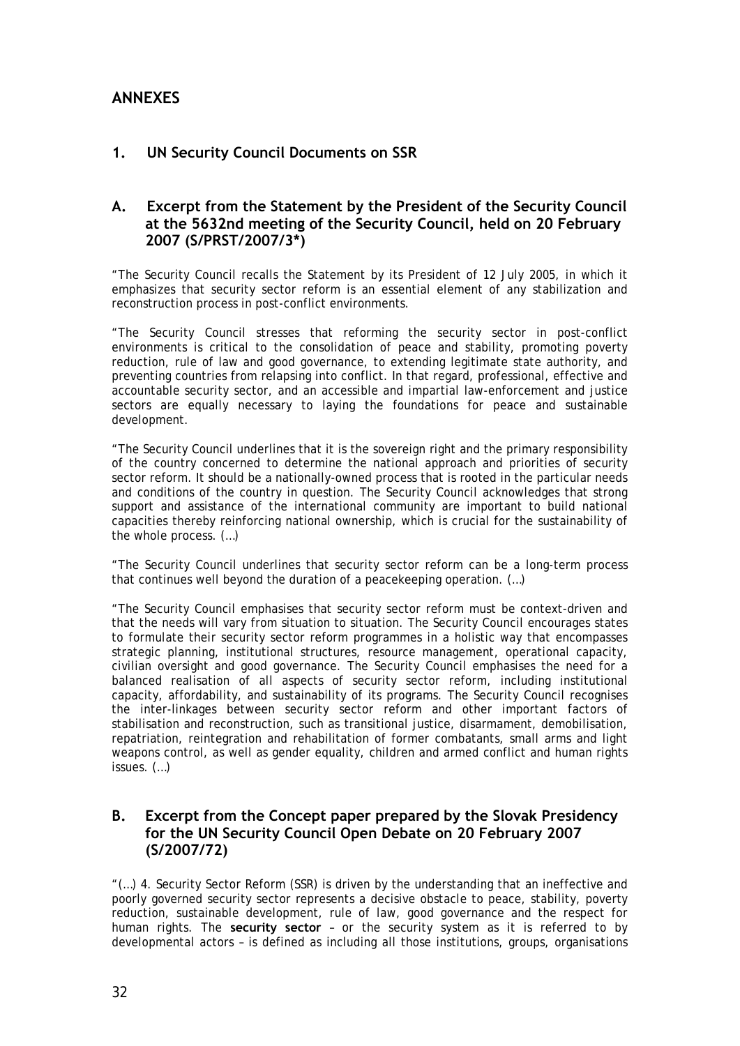# ANNEXES

## 1. UN Security Council Documents on SSR

### A. Excerpt from the Statement by the President of the Security Council at the 5632nd meeting of the Security Council, held on 20 February 2007 (S/PRST/2007/3*)

"The Security Council recalls the Statement by its President of 12 July 2005, in which it emphasizes that security sector reform is an essential element of any stabilization and reconstruction process in post-conflict environments.

"The Security Council stresses that reforming the security sector in post-conflict environments is critical to the consolidation of peace and stability, promoting poverty reduction, rule of law and good governance, to extending legitimate state authority, and preventing countries from relapsing into conflict. In that regard, professional, effective and accountable security sector, and an accessible and impartial law-enforcement and justice sectors are equally necessary to laying the foundations for peace and sustainable development.

"The Security Council underlines that it is the sovereign right and the primary responsibility of the country concerned to determine the national approach and priorities of security sector reform. It should be a nationally-owned process that is rooted in the particular needs and conditions of the country in question. The Security Council acknowledges that strong support and assistance of the international community are important to build national capacities thereby reinforcing national ownership, which is crucial for the sustainability of the whole process. (…)

"The Security Council underlines that security sector reform can be a long-term process that continues well beyond the duration of a peacekeeping operation. (…)

"The Security Council emphasises that security sector reform must be context-driven and that the needs will vary from situation to situation. The Security Council encourages states to formulate their security sector reform programmes in a holistic way that encompasses strategic planning, institutional structures, resource management, operational capacity, civilian oversight and good governance. The Security Council emphasises the need for a balanced realisation of all aspects of security sector reform, including institutional capacity, affordability, and sustainability of its programs. The Security Council recognises the inter-linkages between security sector reform and other important factors of stabilisation and reconstruction, such as transitional justice, disarmament, demobilisation, repatriation, reintegration and rehabilitation of former combatants, small arms and light weapons control, as well as gender equality, children and armed conflict and human rights issues. (…)

### B. Excerpt from the Concept paper prepared by the Slovak Presidency for the UN Security Council Open Debate on 20 February 2007 (S/2007/72)

"(…) 4. Security Sector Reform (SSR) is driven by the understanding that an ineffective and poorly governed security sector represents a decisive obstacle to peace, stability, poverty reduction, sustainable development, rule of law, good governance and the respect for human rights. The **security sector** – or the security system as it is referred to by developmental actors – is defined as including all those institutions, groups, organisations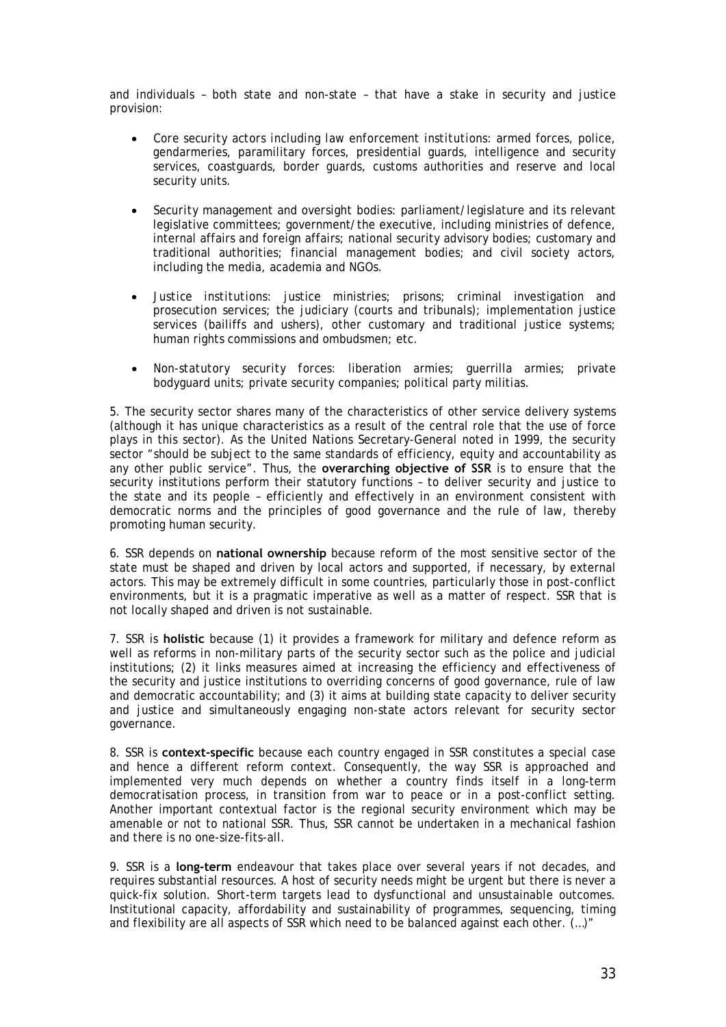and individuals – both state and non-state – that have a stake in security and justice provision:

- *Core security actors including law enforcement institutions*: armed forces, police, gendarmeries, paramilitary forces, presidential guards, intelligence and security services, coastguards, border guards, customs authorities and reserve and local security units.

- *Security management and oversight bodies*: parliament/legislature and its relevant legislative committees; government/the executive, including ministries of defence, internal affairs and foreign affairs; national security advisory bodies; customary and traditional authorities; financial management bodies; and civil society actors, including the media, academia and NGOs.

- *Justice institutions*: justice ministries; prisons; criminal investigation and prosecution services; the judiciary (courts and tribunals); implementation justice services (bailiffs and ushers), other customary and traditional justice systems; human rights commissions and ombudsmen; etc.

- *Non-statutory security forces*: liberation armies; guerrilla armies; private bodyguard units; private security companies; political party militias.

5. The security sector shares many of the characteristics of other service delivery systems (although it has unique characteristics as a result of the central role that the use of force plays in this sector). As the United Nations Secretary-General noted in 1999, the security sector "should be subject to the same standards of efficiency, equity and accountability as any other public service". Thus, the **overarching objective of SSR** is to ensure that the security institutions perform their statutory functions – to deliver security and justice to the state and its people – efficiently and effectively in an environment consistent with democratic norms and the principles of good governance and the rule of law, thereby promoting human security.

6. SSR depends on **national ownership** because reform of the most sensitive sector of the state must be shaped and driven by local actors and supported, if necessary, by external actors. This may be extremely difficult in some countries, particularly those in post-conflict environments, but it is a pragmatic imperative as well as a matter of respect. SSR that is not locally shaped and driven is not sustainable.

7. SSR is **holistic** because (1) it provides a framework for military and defence reform as well as reforms in non-military parts of the security sector such as the police and judicial institutions; (2) it links measures aimed at increasing the efficiency and effectiveness of the security and justice institutions to overriding concerns of good governance, rule of law and democratic accountability; and (3) it aims at building state capacity to deliver security and justice and simultaneously engaging non-state actors relevant for security sector governance.

8. SSR is **context-specific** because each country engaged in SSR constitutes a special case and hence a different reform context. Consequently, the way SSR is approached and implemented very much depends on whether a country finds itself in a long-term democratisation process, in transition from war to peace or in a post-conflict setting. Another important contextual factor is the regional security environment which may be amenable or not to national SSR. Thus, SSR cannot be undertaken in a mechanical fashion and there is no one-size-fits-all.

9. SSR is a **long-term** endeavour that takes place over several years if not decades, and requires substantial resources. A host of security needs might be urgent but there is never a quick-fix solution. Short-term targets lead to dysfunctional and unsustainable outcomes. Institutional capacity, affordability and sustainability of programmes, sequencing, timing and flexibility are all aspects of SSR which need to be balanced against each other. (…)"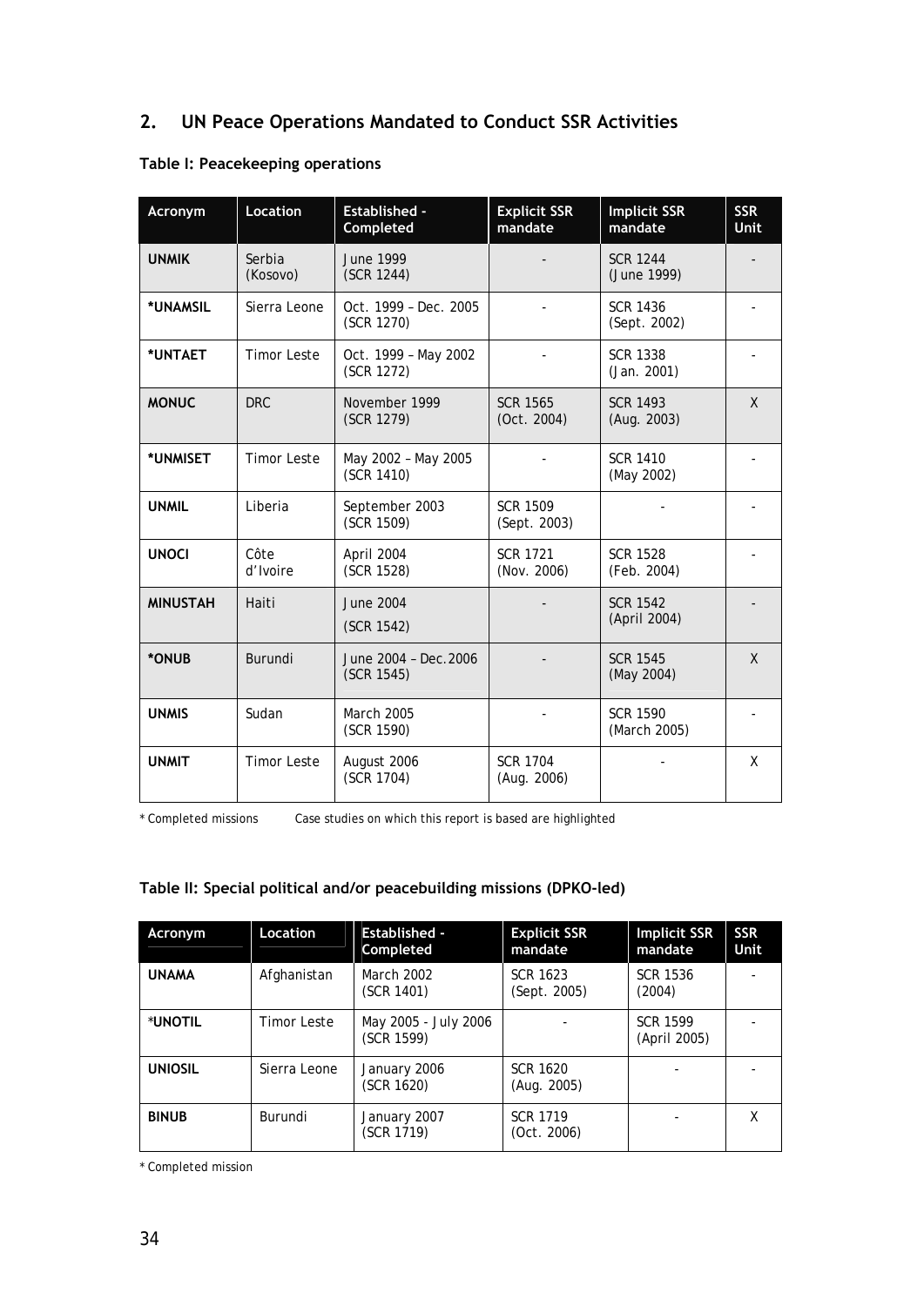## 2. UN Peace Operations Mandated to Conduct SSR Activities

**Table I: Peacekeeping operations**

| Acronym | Location | Established - Completed | Explicit SSR mandate | Implicit SSR mandate | SSR Unit |
|---|---|---|---|---|---|
| **UNMIK** | Serbia (Kosovo) | June 1999 (SCR 1244) | - | SCR 1244 (June 1999) | - |
| ***UNAMSIL** | Sierra Leone | Oct. 1999 – Dec. 2005 (SCR 1270) | - | SCR 1436 (Sept. 2002) | - |
| ***UNTAET** | Timor Leste | Oct. 1999 – May 2002 (SCR 1272) | - | SCR 1338 (Jan. 2001) | - |
| **MONUC** | DRC | November 1999 (SCR 1279) | SCR 1565 (Oct. 2004) | SCR 1493 (Aug. 2003) | X |
| ***UNMISET** | Timor Leste | May 2002 – May 2005 (SCR 1410) | - | SCR 1410 (May 2002) | - |
| **UNMIL** | Liberia | September 2003 (SCR 1509) | SCR 1509 (Sept. 2003) | - | - |
| **UNOCI** | Côte d'Ivoire | April 2004 (SCR 1528) | SCR 1721 (Nov. 2006) | SCR 1528 (Feb. 2004) | - |
| **MINUSTAH** | Haiti | June 2004 (SCR 1542) | - | SCR 1542 (April 2004) | - |
| ***ONUB** | Burundi | June 2004 – Dec.2006 (SCR 1545) | - | SCR 1545 (May 2004) | X |
| **UNMIS** | Sudan | March 2005 (SCR 1590) | - | SCR 1590 (March 2005) | - |
| **UNMIT** | Timor Leste | August 2006 (SCR 1704) | SCR 1704 (Aug. 2006) | - | X |

\* Completed missions     Case studies on which this report is based are highlighted

**Table II: Special political and/or peacebuilding missions (DPKO-led)**

| Acronym | Location | Established - Completed | Explicit SSR mandate | Implicit SSR mandate | SSR Unit |
|---|---|---|---|---|---|
| **UNAMA** | Afghanistan | March 2002 (SCR 1401) | SCR 1623 (Sept. 2005) | SCR 1536 (2004) | - |
| ***UNOTIL** | Timor Leste | May 2005 - July 2006 (SCR 1599) | - | SCR 1599 (April 2005) | - |
| **UNIOSIL** | Sierra Leone | January 2006 (SCR 1620) | SCR 1620 (Aug. 2005) | - | - |
| **BINUB** | Burundi | January 2007 (SCR 1719) | SCR 1719 (Oct. 2006) | - | X |

\* Completed mission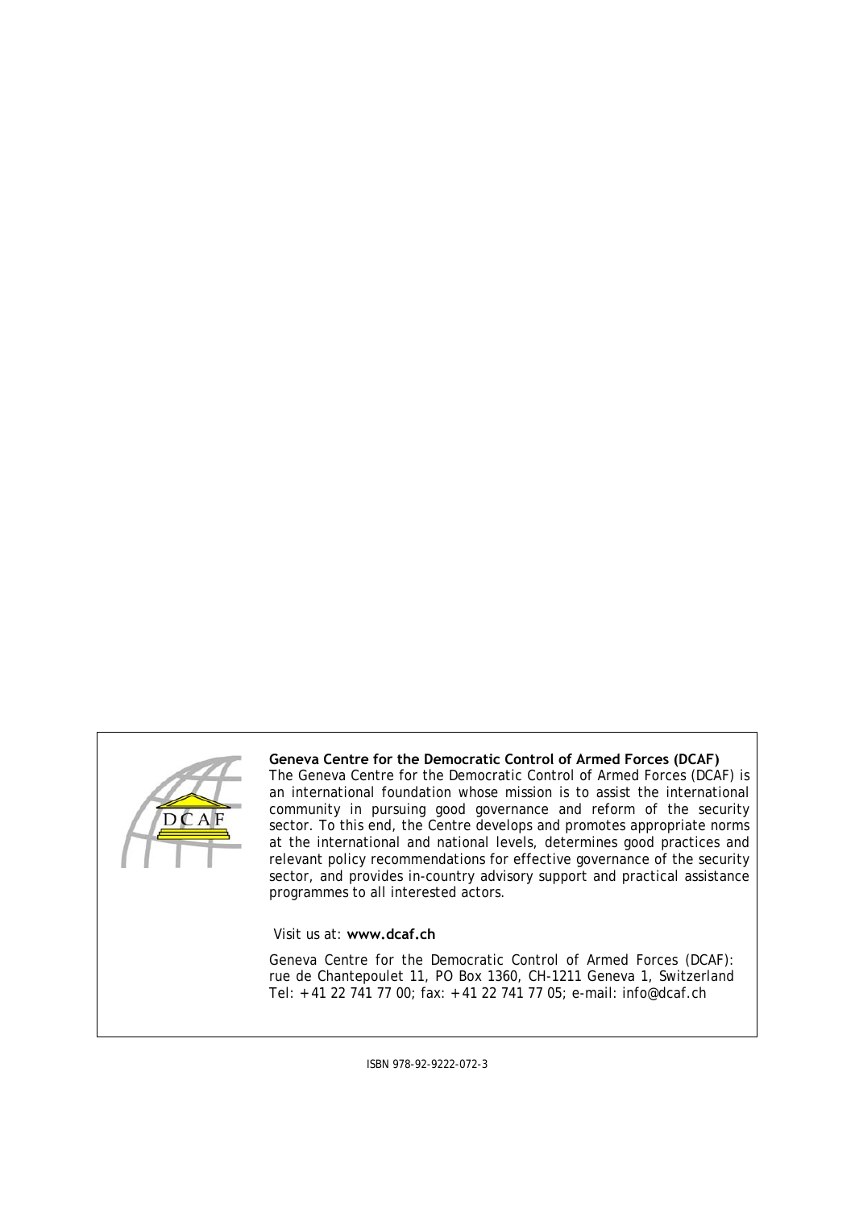**Geneva Centre for the Democratic Control of Armed Forces (DCAF)**

The Geneva Centre for the Democratic Control of Armed Forces (DCAF) is an international foundation whose mission is to assist the international community in pursuing good governance and reform of the security sector. To this end, the Centre develops and promotes appropriate norms at the international and national levels, determines good practices and relevant policy recommendations for effective governance of the security sector, and provides in-country advisory support and practical assistance programmes to all interested actors.

Visit us at: **www.dcaf.ch**

Geneva Centre for the Democratic Control of Armed Forces (DCAF):
rue de Chantepoulet 11, PO Box 1360, CH-1211 Geneva 1, Switzerland
Tel: +41 22 741 77 00; fax: +41 22 741 77 05; e-mail: info@dcaf.ch

ISBN 978-92-9222-072-3